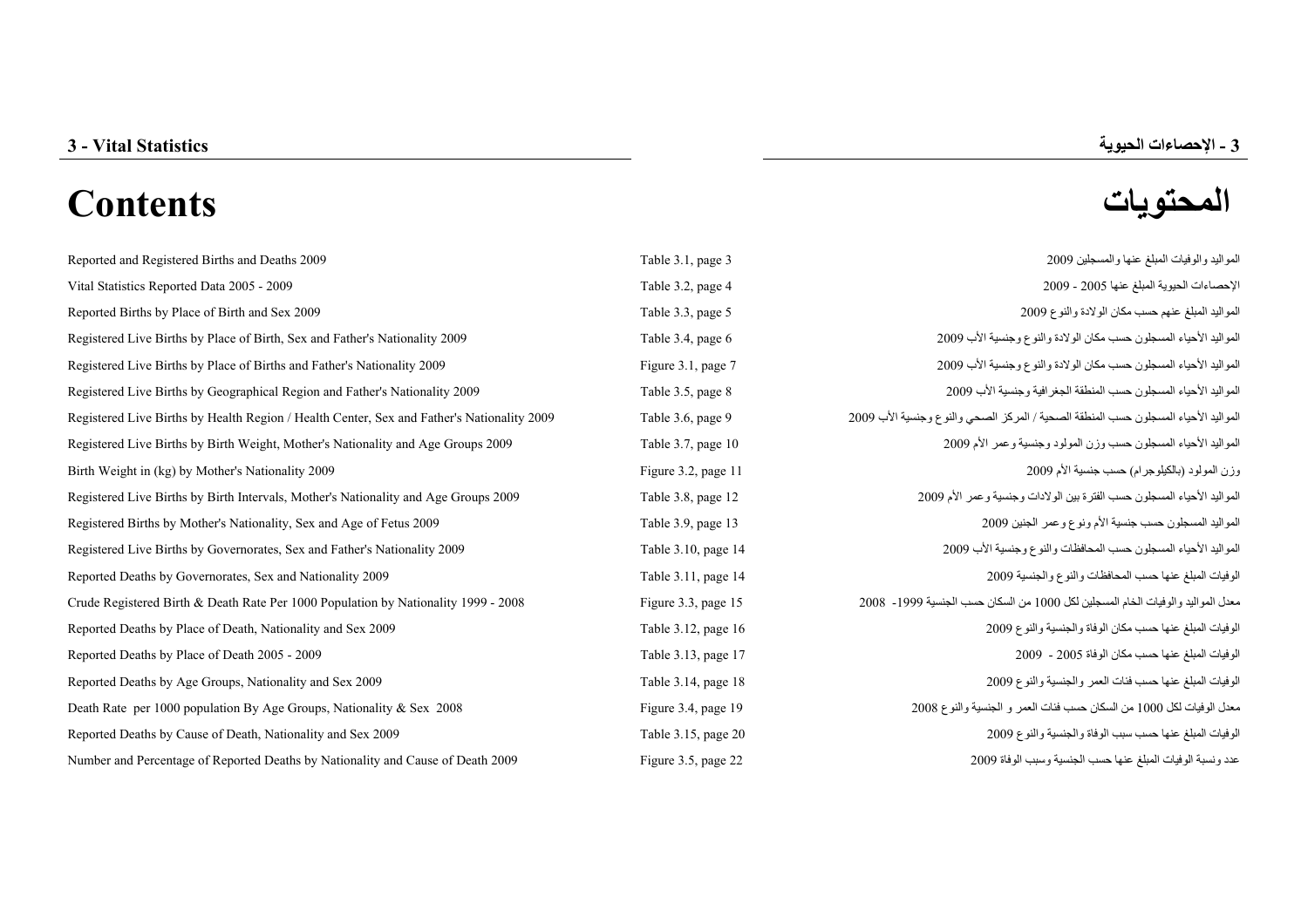**3 - Vital Statistics** **3 - الإحصاءات الحيوية**

# Contents المحتويات

| | | |
|---|---|---|
| Reported and Registered Births and Deaths 2009 | Table 3.1, page 3 | المواليد والوفيات المبلغ عنها والمسجلين 2009 |
| Vital Statistics Reported Data 2005 - 2009 | Table 3.2, page 4 | الإحصاءات الحيوية المبلغ عنها 2005 - 2009 |
| Reported Births by Place of Birth and Sex 2009 | Table 3.3, page 5 | المواليد المبلغ عنهم حسب مكان الولادة والنوع 2009 |
| Registered Live Births by Place of Birth, Sex and Father's Nationality 2009 | Table 3.4, page 6 | المواليد الأحياء المسجلون حسب مكان الولادة والنوع وجنسية الأب 2009 |
| Registered Live Births by Place of Births and Father's Nationality 2009 | Figure 3.1, page 7 | المواليد الأحياء المسجلون حسب مكان الولادة والنوع وجنسية الأب 2009 |
| Registered Live Births by Geographical Region and Father's Nationality 2009 | Table 3.5, page 8 | المواليد الأحياء المسجلون حسب المنطقة الجغرافية وجنسية الأب 2009 |
| Registered Live Births by Health Region / Health Center, Sex and Father's Nationality 2009 | Table 3.6, page 9 | المواليد الأحياء المسجلون حسب المنطقة الصحية / المركز الصحي والنوع وجنسية الأب 2009 |
| Registered Live Births by Birth Weight, Mother's Nationality and Age Groups 2009 | Table 3.7, page 10 | المواليد الأحياء المسجلون حسب وزن المولود وجنسية وعمر الأم 2009 |
| Birth Weight in (kg) by Mother's Nationality 2009 | Figure 3.2, page 11 | وزن المولود (بالكيلوجرام) حسب جنسية الأم 2009 |
| Registered Live Births by Birth Intervals, Mother's Nationality and Age Groups 2009 | Table 3.8, page 12 | المواليد الأحياء المسجلون حسب الفترة بين الولادات وجنسية وعمر الأم 2009 |
| Registered Births by Mother's Nationality, Sex and Age of Fetus 2009 | Table 3.9, page 13 | المواليد المسجلون حسب جنسية الأم ونوع وعمر الجنين 2009 |
| Registered Live Births by Governorates, Sex and Father's Nationality 2009 | Table 3.10, page 14 | المواليد الأحياء المسجلون حسب المحافظات والنوع وجنسية الأب 2009 |
| Reported Deaths by Governorates, Sex and Nationality 2009 | Table 3.11, page 14 | الوفيات المبلغ عنها حسب المحافظات والنوع والجنسية 2009 |
| Crude Registered Birth & Death Rate Per 1000 Population by Nationality 1999 - 2008 | Figure 3.3, page 15 | معدل المواليد والوفيات الخام المسجلين لكل 1000 من السكان حسب الجنسية 1999- 2008 |
| Reported Deaths by Place of Death, Nationality and Sex 2009 | Table 3.12, page 16 | الوفيات المبلغ عنها حسب مكان الوفاة والجنسية والنوع 2009 |
| Reported Deaths by Place of Death 2005 - 2009 | Table 3.13, page 17 | الوفيات المبلغ عنها حسب مكان الوفاة 2005 - 2009 |
| Reported Deaths by Age Groups, Nationality and Sex 2009 | Table 3.14, page 18 | الوفيات المبلغ عنها حسب فئات العمر والجنسية والنوع 2009 |
| Death Rate per 1000 population By Age Groups, Nationality & Sex 2008 | Figure 3.4, page 19 | معدل الوفيات لكل 1000 من السكان حسب فئات العمر و الجنسية والنوع 2008 |
| Reported Deaths by Cause of Death, Nationality and Sex 2009 | Table 3.15, page 20 | الوفيات المبلغ عنها حسب سبب الوفاة والجنسية والنوع 2009 |
| Number and Percentage of Reported Deaths by Nationality and Cause of Death 2009 | Figure 3.5, page 22 | عدد ونسبة الوفيات المبلغ عنها حسب الجنسية وسبب الوفاة 2009 |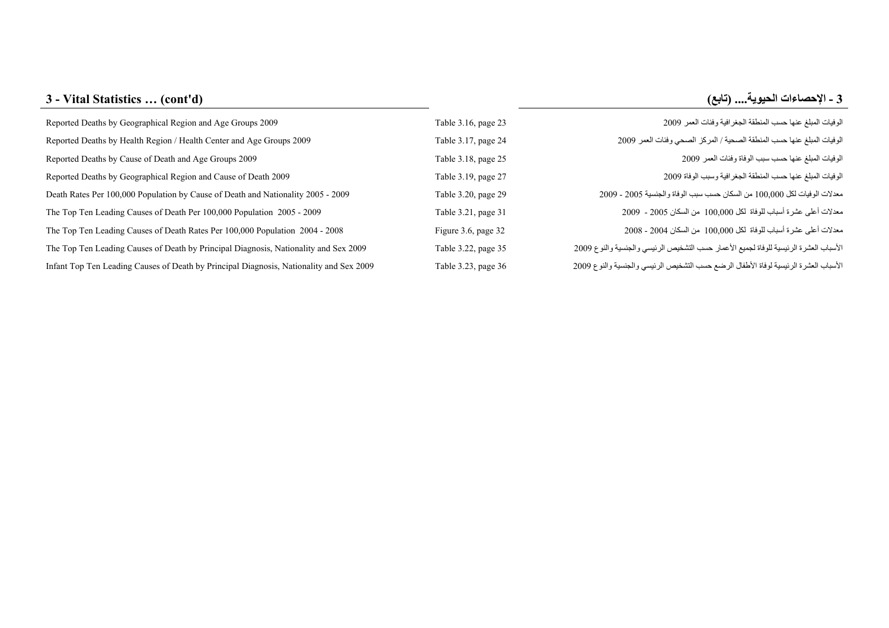# 3 - Vital Statistics … (cont'd)

# 3 - الإحصاءات الحيوية.... (تابع)

| | | |
|---|---|---|
| Reported Deaths by Geographical Region and Age Groups 2009 | Table 3.16, page 23 | الوفيات المبلغ عنها حسب المنطقة الجغرافية وفئات العمر 2009 |
| Reported Deaths by Health Region / Health Center and Age Groups 2009 | Table 3.17, page 24 | الوفيات المبلغ عنها حسب المنطقة الصحية / المركز الصحي وفئات العمر 2009 |
| Reported Deaths by Cause of Death and Age Groups 2009 | Table 3.18, page 25 | الوفيات المبلغ عنها حسب سبب الوفاة وفئات العمر 2009 |
| Reported Deaths by Geographical Region and Cause of Death 2009 | Table 3.19, page 27 | الوفيات المبلغ عنها حسب المنطقة الجغرافية وسبب الوفاة 2009 |
| Death Rates Per 100,000 Population by Cause of Death and Nationality 2005 - 2009 | Table 3.20, page 29 | معدلات الوفيات لكل 100,000 من السكان حسب سبب الوفاة والجنسية 2005 - 2009 |
| The Top Ten Leading Causes of Death Per 100,000 Population 2005 - 2009 | Table 3.21, page 31 | معدلات أعلى عشرة أسباب للوفاة لكل 100,000 من السكان 2005 - 2009 |
| The Top Ten Leading Causes of Death Rates Per 100,000 Population 2004 - 2008 | Figure 3.6, page 32 | معدلات أعلى عشرة أسباب للوفاة لكل 100,000 من السكان 2004 - 2008 |
| The Top Ten Leading Causes of Death by Principal Diagnosis, Nationality and Sex 2009 | Table 3.22, page 35 | الأسباب العشرة الرئيسية للوفاة لجميع الأعمار حسب التشخيص الرئيسي والجنسية والنوع 2009 |
| Infant Top Ten Leading Causes of Death by Principal Diagnosis, Nationality and Sex 2009 | Table 3.23, page 36 | الأسباب العشرة الرئيسية لوفاة الأطفال الرضع حسب التشخيص الرئيسي والجنسية والنوع 2009 |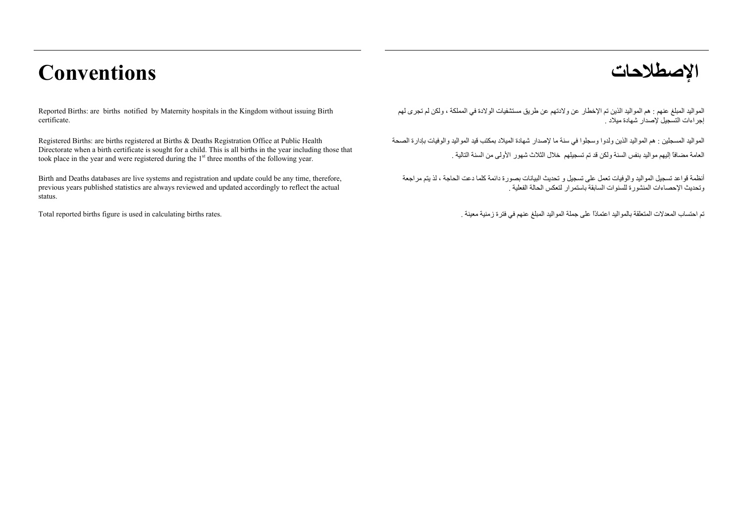# Conventions

Reported Births: are births notified by Maternity hospitals in the Kingdom without issuing Birth certificate.

Registered Births: are births registered at Births & Deaths Registration Office at Public Health Directorate when a birth certificate is sought for a child. This is all births in the year including those that took place in the year and were registered during the 1st three months of the following year.

Birth and Deaths databases are live systems and registration and update could be any time, therefore, previous years published statistics are always reviewed and updated accordingly to reflect the actual status.

Total reported births figure is used in calculating births rates.

# الإصطلاحات

المواليد المبلغ عنهم : هم المواليد الذين تم الإخطار عن ولادتهم عن طريق مستشفيات الولادة في المملكة ، ولكن لم تجرى لهم إجراءات التسجيل لإصدار شهادة ميلاد .

المواليد المسجلين : هم المواليد الذين ولدوا وسجلوا في سنة ما لإصدار شهادة الميلاد بمكتب قيد المواليد والوفيات بإدارة الصحة العامة مضافاً إليهم مواليد بنفس السنة ولكن قد تم تسجيلهم خلال الثلاث شهور الأولى من السنة التالية .

أنظمة قواعد تسجيل المواليد والوفيات تعمل على تسجيل و تحديث البيانات بصورة دائمة كلما دعت الحاجة ، لذ يتم مراجعة وتحديث الإحصاءات المنشورة للسنوات السابقة باستمرار لتعكس الحالة الفعلية .

تم احتساب المعدلات المتعلقة بالمواليد اعتماداً على جملة المواليد المبلغ عنهم في فترة زمنية معينة .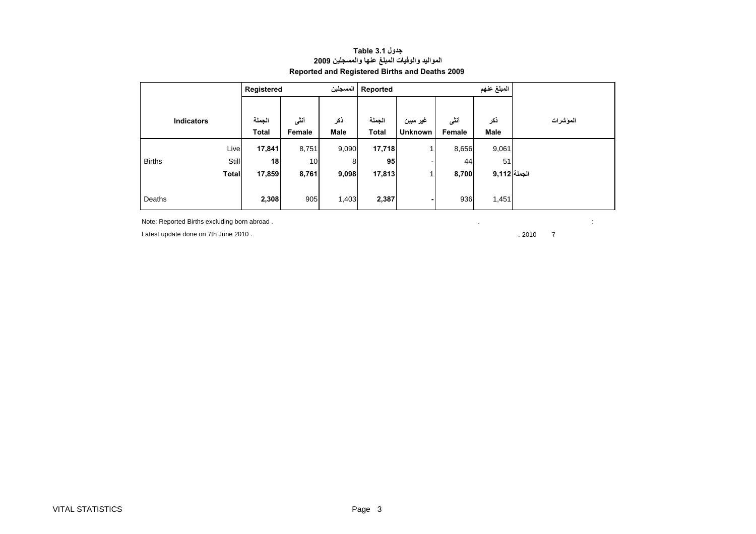**جدول Table 3.1**

**المواليد والوفيات المبلغ عنها والمسجلين 2009**

**Reported and Registered Births and Deaths 2009**

| Indicators | | Registered المسجلين | | | Reported المبلغ عنهم | | | | المؤشرات |
|---|---|---|---|---|---|---|---|---|---|
| | | الجملة Total | أنثى Female | ذكر Male | الجملة Total | غير مبين Unknown | أنثى Female | ذكر Male | |
| Births | Live | **17,841** | 8,751 | 9,090 | **17,718** | 1 | 8,656 | 9,061 | |
| | Still | **18** | 10 | 8 | **95** | - | 44 | 51 | |
| | **Total** | **17,859** | **8,761** | **9,098** | **17,813** | 1 | **8,700** | **9,112** | **الجملة** |
| Deaths | | **2,308** | 905 | 1,403 | **2,387** | **-** | 936 | 1,451 | |

Note: Reported Births excluding born abroad .

Latest update done on 7th June 2010 .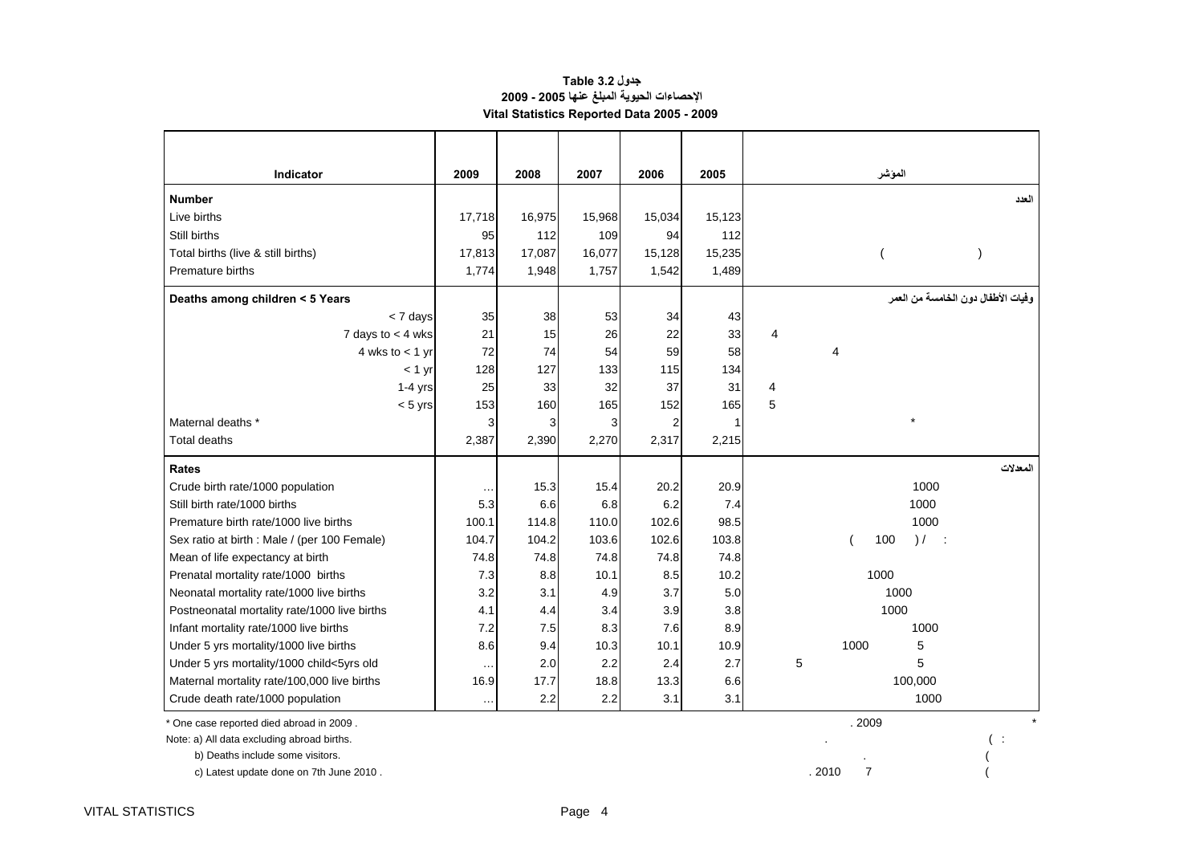**جدول Table 3.2**

**الاحصاءات الحيوية المبلغ عنها 2005 - 2009**

**Vital Statistics Reported Data 2005 - 2009**

| Indicator | 2009 | 2008 | 2007 | 2006 | 2005 | المؤشر |
|---|---|---|---|---|---|---|
| **Number** | | | | | | **العدد** |
| Live births | 17,718 | 16,975 | 15,968 | 15,034 | 15,123 | |
| Still births | 95 | 112 | 109 | 94 | 112 | |
| Total births (live & still births) | 17,813 | 17,087 | 16,077 | 15,128 | 15,235 | ( ) |
| Premature births | 1,774 | 1,948 | 1,757 | 1,542 | 1,489 | |
| **Deaths among children < 5 Years** | | | | | | **وفيات الأطفال دون الخامسة من العمر** |
| < 7 days | 35 | 38 | 53 | 34 | 43 | |
| 7 days to < 4 wks | 21 | 15 | 26 | 22 | 33 | 4 |
| 4 wks to < 1 yr | 72 | 74 | 54 | 59 | 58 | 4 |
| < 1 yr | 128 | 127 | 133 | 115 | 134 | |
| 1-4 yrs | 25 | 33 | 32 | 37 | 31 | 4 |
| < 5 yrs | 153 | 160 | 165 | 152 | 165 | 5 |
| Maternal deaths * | 3 | 3 | 3 | 2 | 1 | * |
| Total deaths | 2,387 | 2,390 | 2,270 | 2,317 | 2,215 | |
| **Rates** | | | | | | **المعدلات** |
| Crude birth rate/1000 population | … | 15.3 | 15.4 | 20.2 | 20.9 | 1000 |
| Still birth rate/1000 births | 5.3 | 6.6 | 6.8 | 6.2 | 7.4 | 1000 |
| Premature birth rate/1000 live births | 100.1 | 114.8 | 110.0 | 102.6 | 98.5 | 1000 |
| Sex ratio at birth : Male / (per 100 Female) | 104.7 | 104.2 | 103.6 | 102.6 | 103.8 | ( 100 ) / : |
| Mean of life expectancy at birth | 74.8 | 74.8 | 74.8 | 74.8 | 74.8 | |
| Prenatal mortality rate/1000 births | 7.3 | 8.8 | 10.1 | 8.5 | 10.2 | 1000 |
| Neonatal mortality rate/1000 live births | 3.2 | 3.1 | 4.9 | 3.7 | 5.0 | 1000 |
| Postneonatal mortality rate/1000 live births | 4.1 | 4.4 | 3.4 | 3.9 | 3.8 | 1000 |
| Infant mortality rate/1000 live births | 7.2 | 7.5 | 8.3 | 7.6 | 8.9 | 1000 |
| Under 5 yrs mortality/1000 live births | 8.6 | 9.4 | 10.3 | 10.1 | 10.9 | 1000 5 |
| Under 5 yrs mortality/1000 child<5yrs old | … | 2.0 | 2.2 | 2.4 | 2.7 | 5 5 |
| Maternal mortality rate/100,000 live births | 16.9 | 17.7 | 18.8 | 13.3 | 6.6 | 100,000 |
| Crude death rate/1000 population | … | 2.2 | 2.2 | 3.1 | 3.1 | 1000 |

\* One case reported died abroad in 2009 . &nbsp;&nbsp;&nbsp; . 2009 *

Note: a) All data excluding abroad births. &nbsp;&nbsp;&nbsp; . ( :

b) Deaths include some visitors. &nbsp;&nbsp;&nbsp; . (

c) Latest update done on 7th June 2010 . &nbsp;&nbsp;&nbsp; . 2010 7 (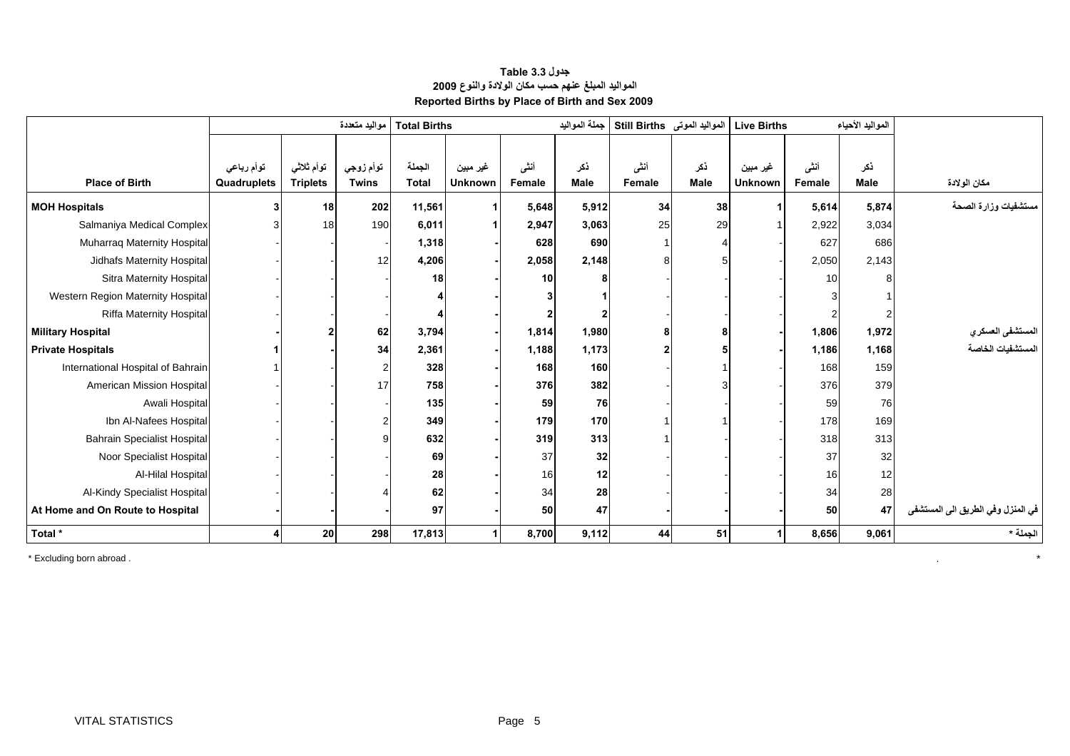# جدول 3.3 Table
## المواليد المبلغ عنهم حسب مكان الولادة والنوع 2009
## Reported Births by Place of Birth and Sex 2009

| | مواليد متعددة | | | Total Births جملة المواليد | | | | Still Births المواليد الموتى | | Live Births المواليد الأحياء | | | |
|---|---|---|---|---|---|---|---|---|---|---|---|---|---|
| **Place of Birth** | توأم رباعي Quadruplets | توأم ثلاثي Triplets | توأم زوجي Twins | الجملة Total | غير مبين Unknown | أنثى Female | ذكر Male | أنثى Female | ذكر Male | غير مبين Unknown | أنثى Female | ذكر Male | مكان الولادة |
| **MOH Hospitals** | **3** | **18** | **202** | **11,561** | **1** | **5,648** | **5,912** | **34** | **38** | **1** | **5,614** | **5,874** | **مستشفيات وزارة الصحة** |
| Salmaniya Medical Complex | 3 | 18 | 190 | **6,011** | 1 | **2,947** | **3,063** | 25 | 29 | 1 | 2,922 | 3,034 | |
| Muharraq Maternity Hospital | - | - | - | **1,318** | - | **628** | **690** | 1 | 4 | - | 627 | 686 | |
| Jidhafs Maternity Hospital | - | - | 12 | **4,206** | - | **2,058** | **2,148** | 8 | 5 | - | 2,050 | 2,143 | |
| Sitra Maternity Hospital | - | - | - | **18** | - | **10** | **8** | - | - | - | 10 | 8 | |
| Western Region Maternity Hospital | - | - | - | **4** | - | **3** | **1** | - | - | - | 3 | 1 | |
| Riffa Maternity Hospital | - | - | - | **4** | - | **2** | **2** | - | - | - | 2 | 2 | |
| **Military Hospital** | **-** | **2** | **62** | **3,794** | **-** | **1,814** | **1,980** | **8** | **8** | **-** | **1,806** | **1,972** | **المستشفى العسكري** |
| **Private Hospitals** | **1** | **-** | **34** | **2,361** | **-** | **1,188** | **1,173** | **2** | **5** | **-** | **1,186** | **1,168** | **المستشفيات الخاصة** |
| International Hospital of Bahrain | 1 | - | 2 | **328** | - | **168** | **160** | - | 1 | - | 168 | 159 | |
| American Mission Hospital | - | - | 17 | **758** | - | **376** | **382** | - | 3 | - | 376 | 379 | |
| Awali Hospital | - | - | - | **135** | - | **59** | **76** | - | - | - | 59 | 76 | |
| Ibn Al-Nafees Hospital | - | - | 2 | **349** | - | **179** | **170** | 1 | 1 | - | 178 | 169 | |
| Bahrain Specialist Hospital | - | - | 9 | **632** | - | **319** | **313** | 1 | - | - | 318 | 313 | |
| Noor Specialist Hospital | - | - | - | **69** | - | 37 | **32** | - | - | - | 37 | 32 | |
| Al-Hilal Hospital | - | - | - | **28** | - | 16 | **12** | - | - | - | 16 | 12 | |
| Al-Kindy Specialist Hospital | - | - | 4 | **62** | - | 34 | **28** | - | - | - | 34 | 28 | |
| **At Home and On Route to Hospital** | **-** | **-** | **-** | **97** | **-** | **50** | **47** | **-** | **-** | **-** | **50** | **47** | **في المنزل وفي الطريق الى المستشفى** |
| **Total \*** | **4** | **20** | **298** | **17,813** | **1** | **8,700** | **9,112** | **44** | **51** | **1** | **8,656** | **9,061** | **الجملة \*** |

\* Excluding born abroad .

VITAL STATISTICS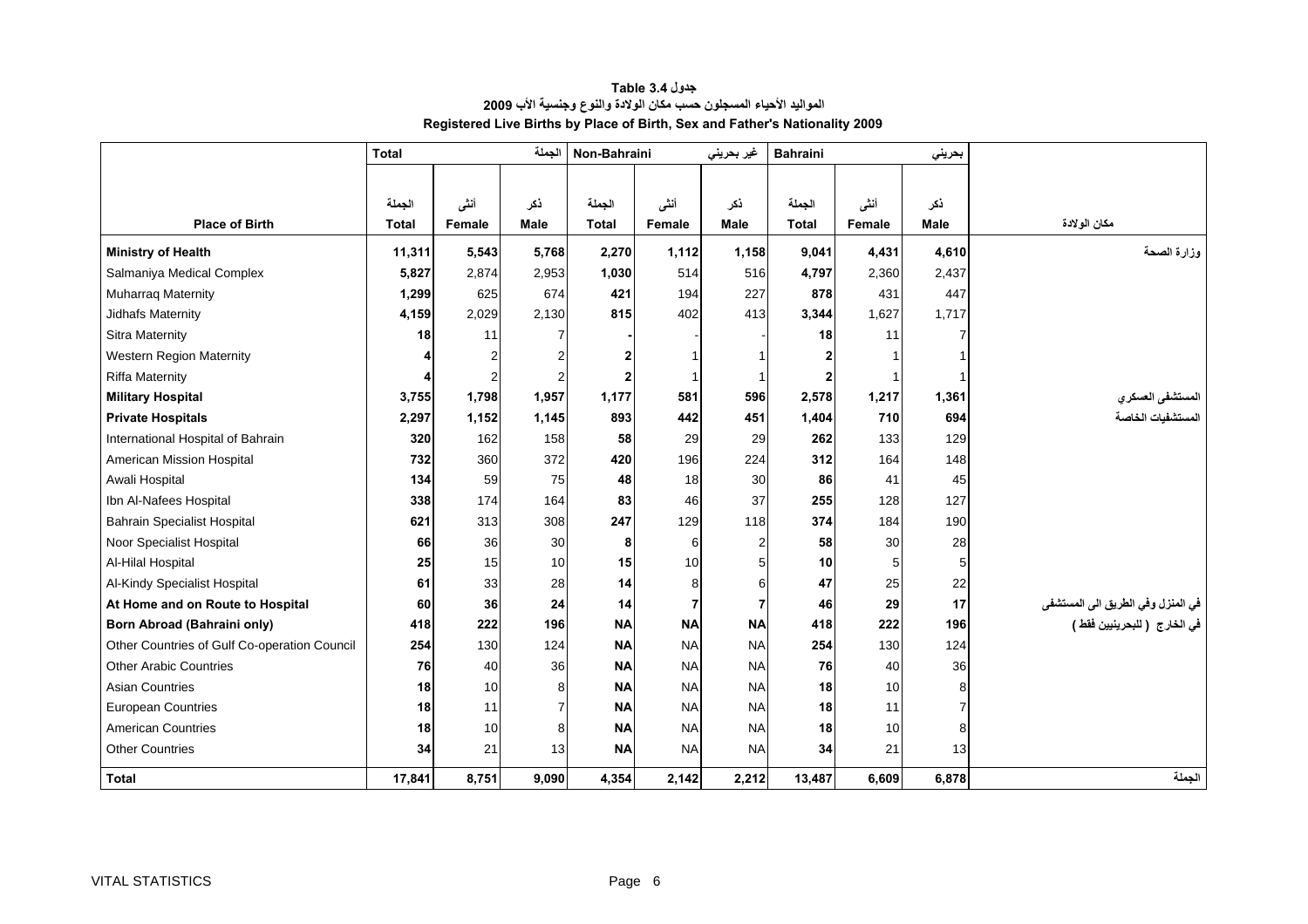**جدول 3.4 Table**

**المواليد الأحياء المسجلون حسب مكان الولادة والنوع وجنسية الأب 2009**

**Registered Live Births by Place of Birth, Sex and Father's Nationality 2009**

| | Total | | الجملة | Non-Bahraini | | غير بحريني | Bahraini | | بحريني | |
|---|---|---|---|---|---|---|---|---|---|---|
| **Place of Birth** | الجملة **Total** | أنثى **Female** | ذكر **Male** | الجملة **Total** | أنثى **Female** | ذكر **Male** | الجملة **Total** | أنثى **Female** | ذكر **Male** | مكان الولادة |
| **Ministry of Health** | **11,311** | **5,543** | **5,768** | **2,270** | **1,112** | **1,158** | **9,041** | **4,431** | **4,610** | وزارة الصحة |
| Salmaniya Medical Complex | **5,827** | 2,874 | 2,953 | **1,030** | 514 | 516 | **4,797** | 2,360 | 2,437 | |
| Muharraq Maternity | **1,299** | 625 | 674 | **421** | 194 | 227 | **878** | 431 | 447 | |
| Jidhafs Maternity | **4,159** | 2,029 | 2,130 | **815** | 402 | 413 | **3,344** | 1,627 | 1,717 | |
| Sitra Maternity | **18** | 11 | 7 | **-** | - | - | **18** | 11 | 7 | |
| Western Region Maternity | **4** | 2 | 2 | **2** | 1 | 1 | **2** | 1 | 1 | |
| Riffa Maternity | **4** | 2 | 2 | **2** | 1 | 1 | **2** | 1 | 1 | |
| **Military Hospital** | **3,755** | **1,798** | **1,957** | **1,177** | **581** | **596** | **2,578** | **1,217** | **1,361** | المستشفى العسكري |
| **Private Hospitals** | **2,297** | **1,152** | **1,145** | **893** | **442** | **451** | **1,404** | **710** | **694** | المستشفيات الخاصة |
| International Hospital of Bahrain | **320** | 162 | 158 | **58** | 29 | 29 | **262** | 133 | 129 | |
| American Mission Hospital | **732** | 360 | 372 | **420** | 196 | 224 | **312** | 164 | 148 | |
| Awali Hospital | **134** | 59 | 75 | **48** | 18 | 30 | **86** | 41 | 45 | |
| Ibn Al-Nafees Hospital | **338** | 174 | 164 | **83** | 46 | 37 | **255** | 128 | 127 | |
| Bahrain Specialist Hospital | **621** | 313 | 308 | **247** | 129 | 118 | **374** | 184 | 190 | |
| Noor Specialist Hospital | **66** | 36 | 30 | **8** | 6 | 2 | **58** | 30 | 28 | |
| Al-Hilal Hospital | **25** | 15 | 10 | **15** | 10 | 5 | **10** | 5 | 5 | |
| Al-Kindy Specialist Hospital | **61** | 33 | 28 | **14** | 8 | 6 | **47** | 25 | 22 | |
| **At Home and on Route to Hospital** | **60** | **36** | **24** | **14** | **7** | **7** | **46** | **29** | **17** | في المنزل وفي الطريق الى المستشفى |
| **Born Abroad (Bahraini only)** | **418** | **222** | **196** | **NA** | **NA** | **NA** | **418** | **222** | **196** | في الخارج ( للبحرينيين فقط ) |
| Other Countries of Gulf Co-operation Council | **254** | 130 | 124 | **NA** | NA | NA | **254** | 130 | 124 | |
| Other Arabic Countries | **76** | 40 | 36 | **NA** | NA | NA | **76** | 40 | 36 | |
| Asian Countries | **18** | 10 | 8 | **NA** | NA | NA | **18** | 10 | 8 | |
| European Countries | **18** | 11 | 7 | **NA** | NA | NA | **18** | 11 | 7 | |
| American Countries | **18** | 10 | 8 | **NA** | NA | NA | **18** | 10 | 8 | |
| Other Countries | **34** | 21 | 13 | **NA** | NA | NA | **34** | 21 | 13 | |
| **Total** | **17,841** | **8,751** | **9,090** | **4,354** | **2,142** | **2,212** | **13,487** | **6,609** | **6,878** | الجملة |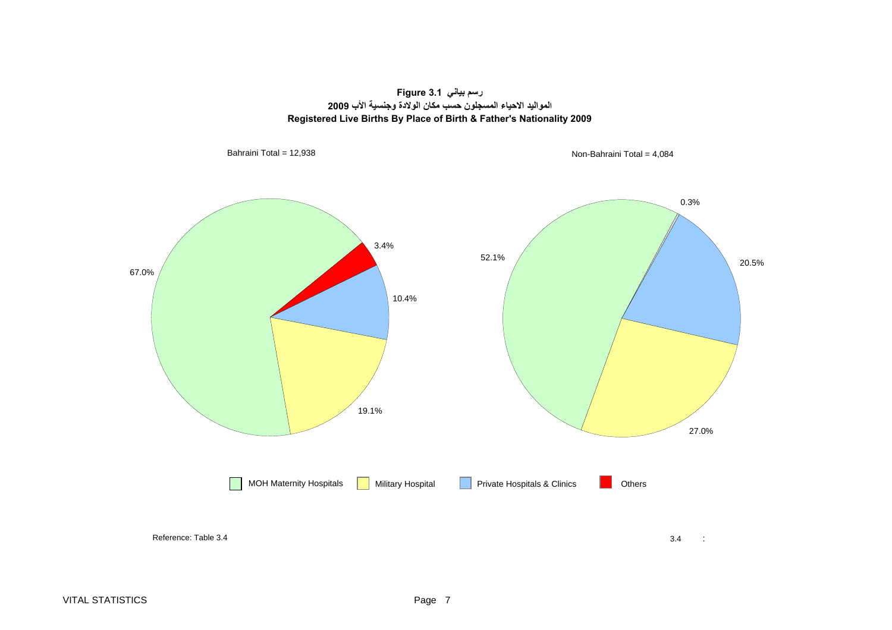**Figure 3.1 رسم بياني**

**المواليد الاحياء المسجلون حسب مكان الولادة وجنسية الأب 2009**

**Registered Live Births By Place of Birth & Father's Nationality 2009**

Bahraini Total = 12,938

| Place of Birth | % |
| --- | --- |
| MOH Maternity Hospitals | 67.0% |
| Military Hospital | 19.1% |
| Private Hospitals & Clinics | 10.4% |
| Others | 3.4% |

Non-Bahraini Total = 4,084

| Place of Birth | % |
| --- | --- |
| MOH Maternity Hospitals | 52.1% |
| Military Hospital | 27.0% |
| Private Hospitals & Clinics | 20.5% |
| Others | 0.3% |

Reference: Table 3.4

3.4 :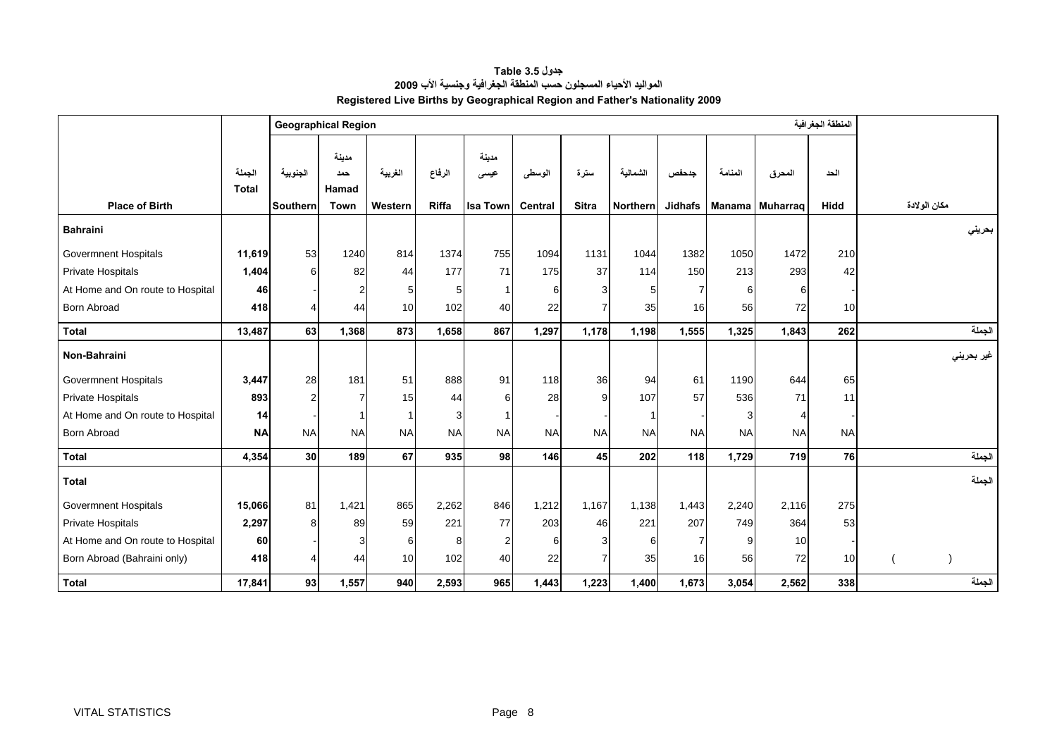# جدول Table 3.5

## المواليد الأحياء المسجلون حسب المنطقة الجغرافية وجنسية الأب 2009

## Registered Live Births by Geographical Region and Father's Nationality 2009

| Place of Birth | الجملة Total | Geographical Region الجنوبية Southern | مدينة حمد Hamad Town | الغربية Western | الرفاع Riffa | مدينة عيسى Isa Town | الوسطى Central | سترة Sitra | الشمالية Northern | جدحفص Jidhafs | المنامة Manama | المحرق Muharraq | المنطقة الجغرافية الحد Hidd | مكان الولادة |
|---|---|---|---|---|---|---|---|---|---|---|---|---|---|---|
| **Bahraini** | | | | | | | | | | | | | | **بحريني** |
| Govermnent Hospitals | **11,619** | 53 | 1240 | 814 | 1374 | 755 | 1094 | 1131 | 1044 | 1382 | 1050 | 1472 | 210 | |
| Private Hospitals | **1,404** | 6 | 82 | 44 | 177 | 71 | 175 | 37 | 114 | 150 | 213 | 293 | 42 | |
| At Home and On route to Hospital | **46** | - | 2 | 5 | 5 | 1 | 6 | 3 | 5 | 7 | 6 | 6 | - | |
| Born Abroad | **418** | 4 | 44 | 10 | 102 | 40 | 22 | 7 | 35 | 16 | 56 | 72 | 10 | |
| **Total** | **13,487** | **63** | **1,368** | **873** | **1,658** | **867** | **1,297** | **1,178** | **1,198** | **1,555** | **1,325** | **1,843** | **262** | **الجملة** |
| **Non-Bahraini** | | | | | | | | | | | | | | **غير بحريني** |
| Govermnent Hospitals | **3,447** | 28 | 181 | 51 | 888 | 91 | 118 | 36 | 94 | 61 | 1190 | 644 | 65 | |
| Private Hospitals | **893** | 2 | 7 | 15 | 44 | 6 | 28 | 9 | 107 | 57 | 536 | 71 | 11 | |
| At Home and On route to Hospital | **14** | - | 1 | 1 | 3 | 1 | - | - | 1 | - | 3 | 4 | - | |
| Born Abroad | **NA** | NA | NA | NA | NA | NA | NA | NA | NA | NA | NA | NA | NA | |
| **Total** | **4,354** | **30** | **189** | **67** | **935** | **98** | **146** | **45** | **202** | **118** | **1,729** | **719** | **76** | **الجملة** |
| **Total** | | | | | | | | | | | | | | **الجملة** |
| Govermnent Hospitals | **15,066** | 81 | 1,421 | 865 | 2,262 | 846 | 1,212 | 1,167 | 1,138 | 1,443 | 2,240 | 2,116 | 275 | |
| Private Hospitals | **2,297** | 8 | 89 | 59 | 221 | 77 | 203 | 46 | 221 | 207 | 749 | 364 | 53 | |
| At Home and On route to Hospital | **60** | - | 3 | 6 | 8 | 2 | 6 | 3 | 6 | 7 | 9 | 10 | - | |
| Born Abroad (Bahraini only) | **418** | 4 | 44 | 10 | 102 | 40 | 22 | 7 | 35 | 16 | 56 | 72 | 10 | ( ) |
| **Total** | **17,841** | **93** | **1,557** | **940** | **2,593** | **965** | **1,443** | **1,223** | **1,400** | **1,673** | **3,054** | **2,562** | **338** | **الجملة** |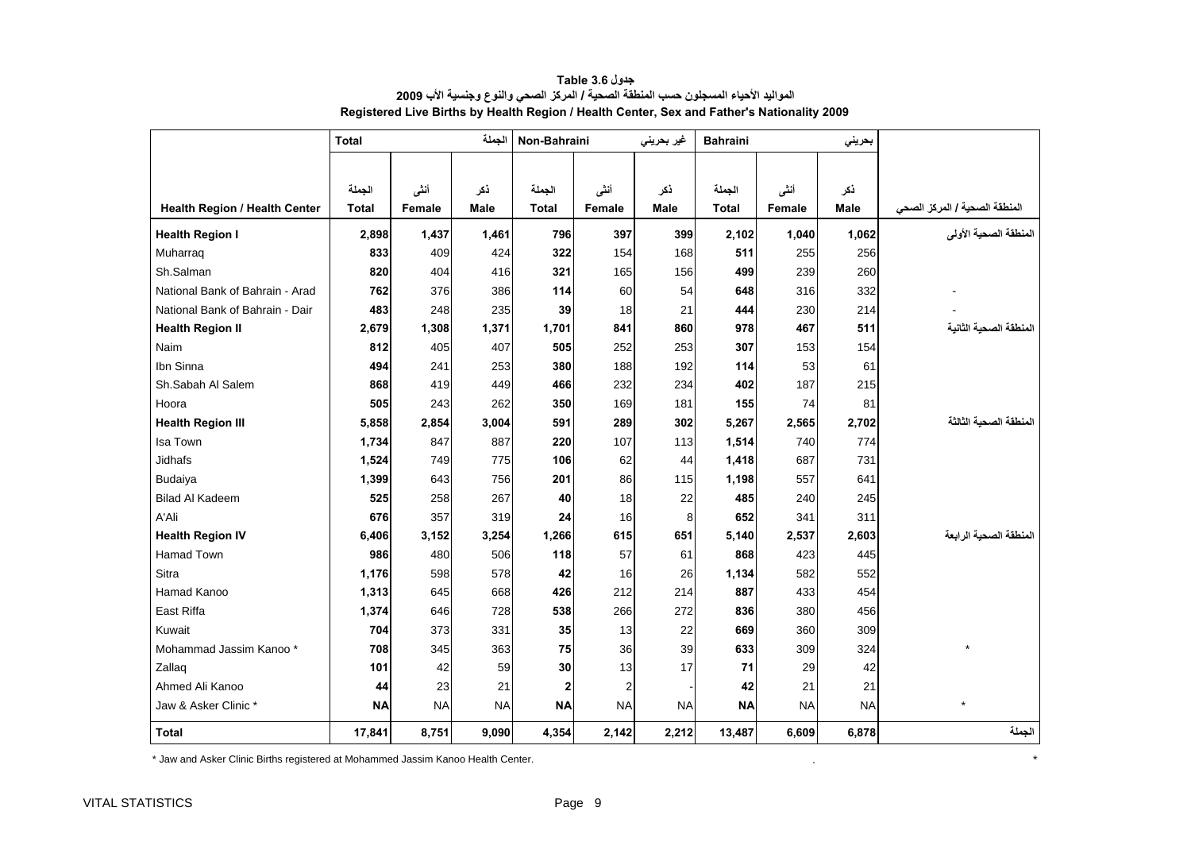**جدول Table 3.6**

**المواليد الأحياء المسجلون حسب المنطقة الصحية / المركز الصحي والنوع وجنسية الأب 2009**

**Registered Live Births by Health Region / Health Center, Sex and Father's Nationality 2009**

| | Total | | الجملة | Non-Bahraini | | غير بحريني | Bahraini | | بحريني | |
|---|---|---|---|---|---|---|---|---|---|---|
| | الجملة | أنثى | ذكر | الجملة | أنثى | ذكر | الجملة | أنثى | ذكر | |
| **Health Region / Health Center** | **Total** | **Female** | **Male** | **Total** | **Female** | **Male** | **Total** | **Female** | **Male** | **المنطقة الصحية / المركز الصحي** |
| **Health Region I** | **2,898** | **1,437** | **1,461** | **796** | **397** | **399** | **2,102** | **1,040** | **1,062** | **المنطقة الصحية الأولى** |
| Muharraq | **833** | 409 | 424 | **322** | 154 | 168 | **511** | 255 | 256 | |
| Sh.Salman | **820** | 404 | 416 | **321** | 165 | 156 | **499** | 239 | 260 | |
| National Bank of Bahrain - Arad | **762** | 376 | 386 | **114** | 60 | 54 | **648** | 316 | 332 | - |
| National Bank of Bahrain - Dair | **483** | 248 | 235 | **39** | 18 | 21 | **444** | 230 | 214 | - |
| **Health Region II** | **2,679** | **1,308** | **1,371** | **1,701** | **841** | **860** | **978** | **467** | **511** | **المنطقة الصحية الثانية** |
| Naim | **812** | 405 | 407 | **505** | 252 | 253 | **307** | 153 | 154 | |
| Ibn Sinna | **494** | 241 | 253 | **380** | 188 | 192 | **114** | 53 | 61 | |
| Sh.Sabah Al Salem | **868** | 419 | 449 | **466** | 232 | 234 | **402** | 187 | 215 | |
| Hoora | **505** | 243 | 262 | **350** | 169 | 181 | **155** | 74 | 81 | |
| **Health Region III** | **5,858** | **2,854** | **3,004** | **591** | **289** | **302** | **5,267** | **2,565** | **2,702** | **المنطقة الصحية الثالثة** |
| Isa Town | **1,734** | 847 | 887 | **220** | 107 | 113 | **1,514** | 740 | 774 | |
| Jidhafs | **1,524** | 749 | 775 | **106** | 62 | 44 | **1,418** | 687 | 731 | |
| Budaiya | **1,399** | 643 | 756 | **201** | 86 | 115 | **1,198** | 557 | 641 | |
| Bilad Al Kadeem | **525** | 258 | 267 | **40** | 18 | 22 | **485** | 240 | 245 | |
| A'Ali | **676** | 357 | 319 | **24** | 16 | 8 | **652** | 341 | 311 | |
| **Health Region IV** | **6,406** | **3,152** | **3,254** | **1,266** | **615** | **651** | **5,140** | **2,537** | **2,603** | **المنطقة الصحية الرابعة** |
| Hamad Town | **986** | 480 | 506 | **118** | 57 | 61 | **868** | 423 | 445 | |
| Sitra | **1,176** | 598 | 578 | **42** | 16 | 26 | **1,134** | 582 | 552 | |
| Hamad Kanoo | **1,313** | 645 | 668 | **426** | 212 | 214 | **887** | 433 | 454 | |
| East Riffa | **1,374** | 646 | 728 | **538** | 266 | 272 | **836** | 380 | 456 | |
| Kuwait | **704** | 373 | 331 | **35** | 13 | 22 | **669** | 360 | 309 | |
| Mohammad Jassim Kanoo * | **708** | 345 | 363 | **75** | 36 | 39 | **633** | 309 | 324 | * |
| Zallaq | **101** | 42 | 59 | **30** | 13 | 17 | **71** | 29 | 42 | |
| Ahmed Ali Kanoo | **44** | 23 | 21 | **2** | 2 | - | **42** | 21 | 21 | |
| Jaw & Asker Clinic * | **NA** | NA | NA | **NA** | NA | NA | **NA** | NA | NA | * |
| **Total** | **17,841** | **8,751** | **9,090** | **4,354** | **2,142** | **2,212** | **13,487** | **6,609** | **6,878** | **الجملة** |

* Jaw and Asker Clinic Births registered at Mohammed Jassim Kanoo Health Center. . *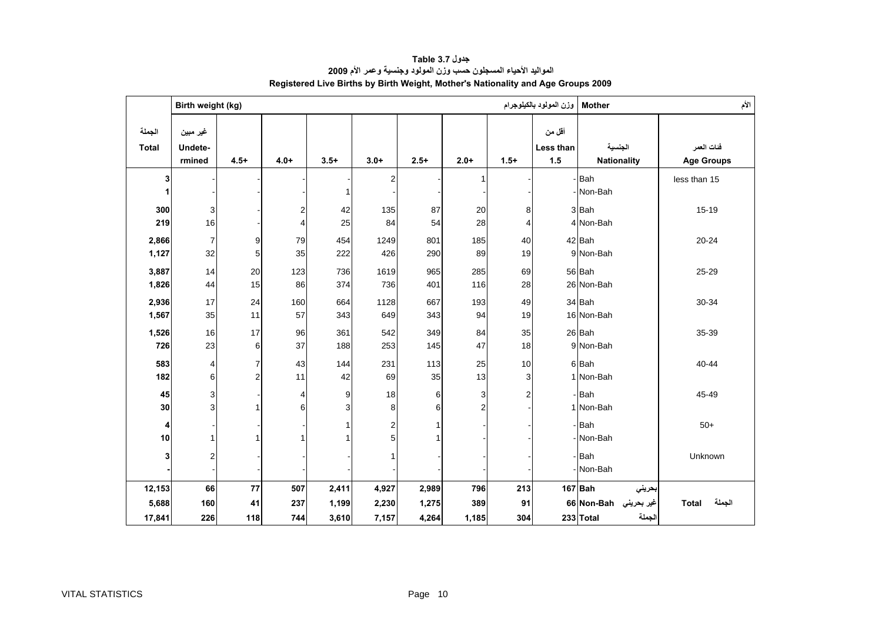# جدول Table 3.7

## المواليد الأحياء المسجلون حسب وزن المولود وجنسية وعمر الأم 2009

## Registered Live Births by Birth Weight, Mother's Nationality and Age Groups 2009

| | Birth weight (kg) | | | | | | | | وزن المولود بالكيلوجرام | Mother | الأم |
|---|---|---|---|---|---|---|---|---|---|---|---|
| الجملة Total | غير مبين Undete-rmined | 4.5+ | 4.0+ | 3.5+ | 3.0+ | 2.5+ | 2.0+ | 1.5+ | أقل من Less than 1.5 | الجنسية Nationality | فئات العمر Age Groups |
| 3 | - | - | - | - | 2 | - | 1 | - | - | Bah | less than 15 |
| 1 | - | - | - | 1 | - | - | - | - | - | Non-Bah | |
| 300 | 3 | - | 2 | 42 | 135 | 87 | 20 | 8 | 3 | Bah | 15-19 |
| 219 | 16 | - | 4 | 25 | 84 | 54 | 28 | 4 | 4 | Non-Bah | |
| 2,866 | 7 | 9 | 79 | 454 | 1249 | 801 | 185 | 40 | 42 | Bah | 20-24 |
| 1,127 | 32 | 5 | 35 | 222 | 426 | 290 | 89 | 19 | 9 | Non-Bah | |
| 3,887 | 14 | 20 | 123 | 736 | 1619 | 965 | 285 | 69 | 56 | Bah | 25-29 |
| 1,826 | 44 | 15 | 86 | 374 | 736 | 401 | 116 | 28 | 26 | Non-Bah | |
| 2,936 | 17 | 24 | 160 | 664 | 1128 | 667 | 193 | 49 | 34 | Bah | 30-34 |
| 1,567 | 35 | 11 | 57 | 343 | 649 | 343 | 94 | 19 | 16 | Non-Bah | |
| 1,526 | 16 | 17 | 96 | 361 | 542 | 349 | 84 | 35 | 26 | Bah | 35-39 |
| 726 | 23 | 6 | 37 | 188 | 253 | 145 | 47 | 18 | 9 | Non-Bah | |
| 583 | 4 | 7 | 43 | 144 | 231 | 113 | 25 | 10 | 6 | Bah | 40-44 |
| 182 | 6 | 2 | 11 | 42 | 69 | 35 | 13 | 3 | 1 | Non-Bah | |
| 45 | 3 | - | 4 | 9 | 18 | 6 | 3 | 2 | - | Bah | 45-49 |
| 30 | 3 | 1 | 6 | 3 | 8 | 6 | 2 | - | 1 | Non-Bah | |
| 4 | - | - | - | 1 | 2 | 1 | - | - | - | Bah | 50+ |
| 10 | 1 | 1 | 1 | 1 | 5 | 1 | - | - | - | Non-Bah | |
| 3 | 2 | - | - | - | 1 | - | - | - | - | Bah | Unknown |
| - | - | - | - | - | - | - | - | - | - | Non-Bah | |
| **12,153** | **66** | **77** | **507** | **2,411** | **4,927** | **2,989** | **796** | **213** | **167** | **Bah** بحريني | |
| **5,688** | **160** | **41** | **237** | **1,199** | **2,230** | **1,275** | **389** | **91** | **66** | **Non-Bah** غير بحريني | **Total** الجملة |
| **17,841** | **226** | **118** | **744** | **3,610** | **7,157** | **4,264** | **1,185** | **304** | **233** | **Total** الجملة | |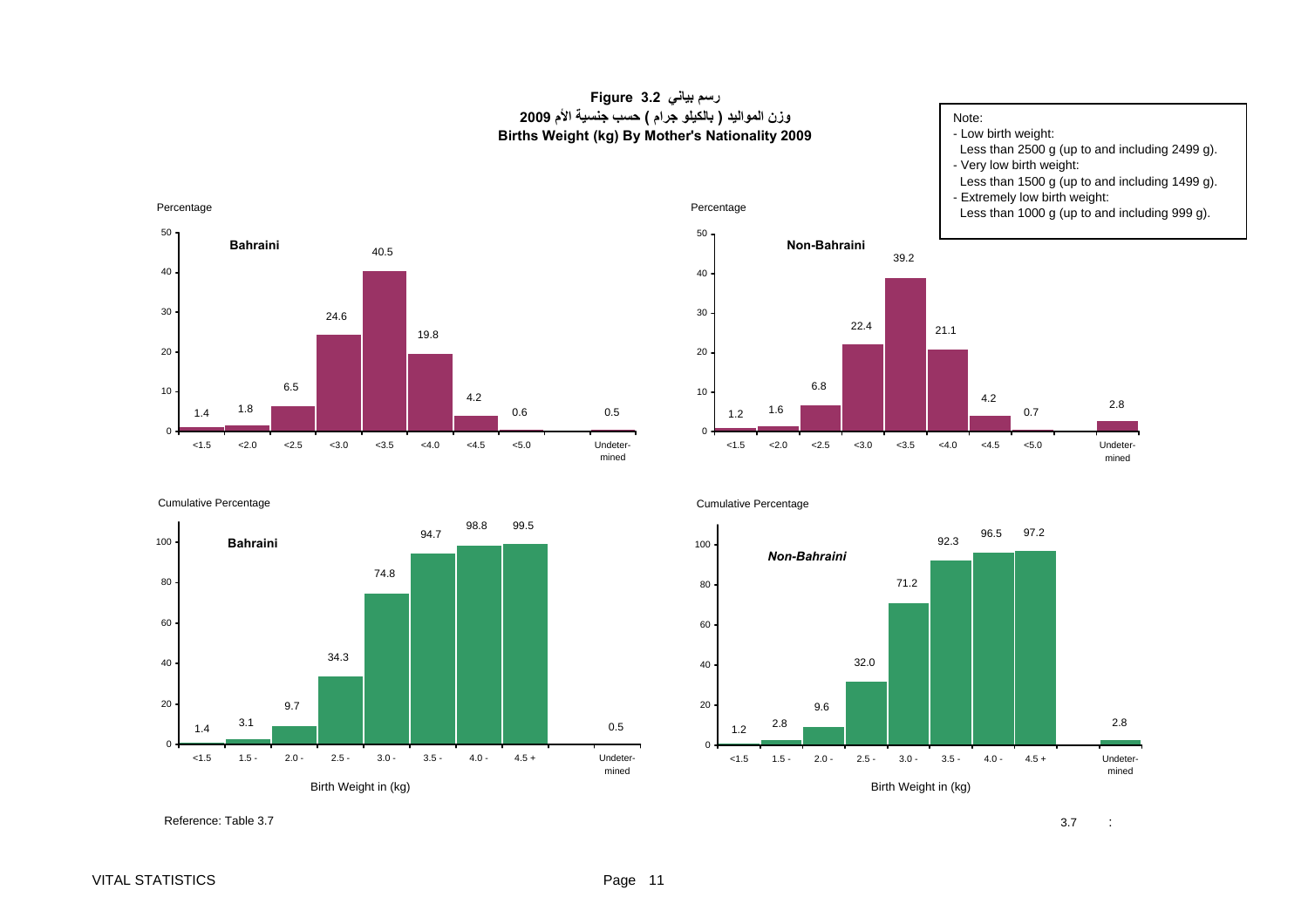# رسم بياني 3.2 Figure

## وزن المواليد ( بالكيلو جرام ) حسب جنسية الأم 2009
## Births Weight (kg) By Mother's Nationality 2009

Note:
- Low birth weight:
  Less than 2500 g (up to and including 2499 g).
- Very low birth weight:
  Less than 1500 g (up to and including 1499 g).
- Extremely low birth weight:
  Less than 1000 g (up to and including 999 g).

**Percentage**

| Birth Weight (kg) | Bahraini | Non-Bahraini |
|---|---|---|
| <1.5 | 1.4 | 1.2 |
| <2.0 | 1.8 | 1.6 |
| <2.5 | 6.5 | 6.8 |
| <3.0 | 24.6 | 22.4 |
| <3.5 | 40.5 | 39.2 |
| <4.0 | 19.8 | 21.1 |
| <4.5 | 4.2 | 4.2 |
| <5.0 | 0.6 | 0.7 |
| Undetermined | 0.5 | 2.8 |

**Cumulative Percentage**

| Birth Weight in (kg) | Bahraini | Non-Bahraini |
|---|---|---|
| <1.5 | 1.4 | 1.2 |
| 1.5 - | 3.1 | 2.8 |
| 2.0 - | 9.7 | 9.6 |
| 2.5 - | 34.3 | 32.0 |
| 3.0 - | 74.8 | 71.2 |
| 3.5 - | 94.7 | 92.3 |
| 4.0 - | 98.8 | 96.5 |
| 4.5 + | 99.5 | 97.2 |
| Undetermined | 0.5 | 2.8 |

Reference: Table 3.7

3.7 :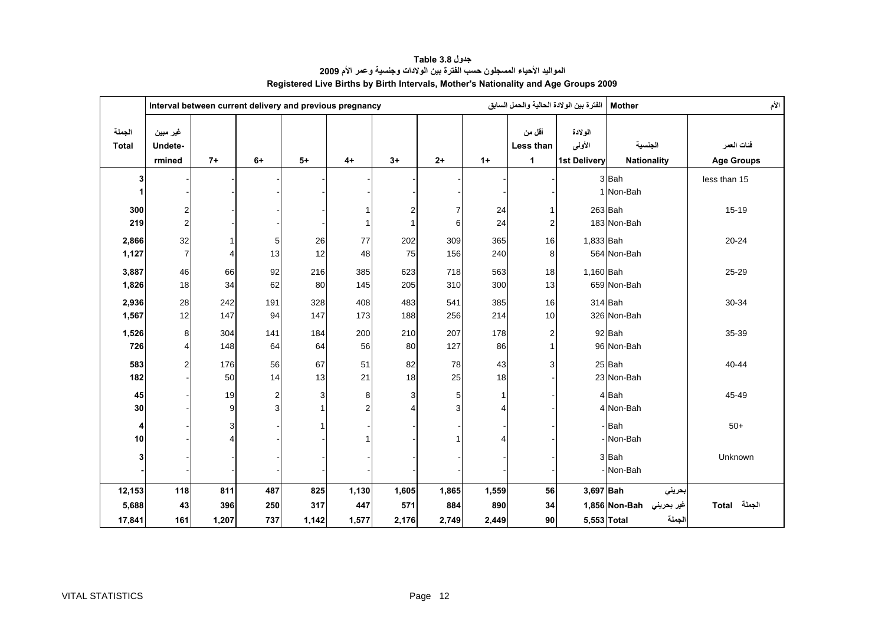# جدول Table 3.8

## المواليد الأحياء المسجلون حسب الفترة بين الولادات وجنسية وعمر الأم 2009

## Registered Live Births by Birth Intervals, Mother's Nationality and Age Groups 2009

| | Interval between current delivery and previous pregnancy | | | | | | | | الفترة بين الولادة الحالية والحمل السابق | | Mother | الأم |
|---|---|---|---|---|---|---|---|---|---|---|---|---|
| الجملة Total | غير مبين Undete-rmined | 7+ | 6+ | 5+ | 4+ | 3+ | 2+ | 1+ | أقل من Less than 1 | الولادة الأولى 1st Delivery | الجنسية Nationality | فئات العمر Age Groups |
| **3** | - | - | - | - | - | - | - | - | - | 3 | Bah | less than 15 |
| **1** | - | - | - | - | - | - | - | - | - | 1 | Non-Bah | |
| **300** | 2 | - | - | - | 1 | 2 | 7 | 24 | 1 | 263 | Bah | 15-19 |
| **219** | 2 | - | - | - | 1 | 1 | 6 | 24 | 2 | 183 | Non-Bah | |
| **2,866** | 32 | 1 | 5 | 26 | 77 | 202 | 309 | 365 | 16 | 1,833 | Bah | 20-24 |
| **1,127** | 7 | 4 | 13 | 12 | 48 | 75 | 156 | 240 | 8 | 564 | Non-Bah | |
| **3,887** | 46 | 66 | 92 | 216 | 385 | 623 | 718 | 563 | 18 | 1,160 | Bah | 25-29 |
| **1,826** | 18 | 34 | 62 | 80 | 145 | 205 | 310 | 300 | 13 | 659 | Non-Bah | |
| **2,936** | 28 | 242 | 191 | 328 | 408 | 483 | 541 | 385 | 16 | 314 | Bah | 30-34 |
| **1,567** | 12 | 147 | 94 | 147 | 173 | 188 | 256 | 214 | 10 | 326 | Non-Bah | |
| **1,526** | 8 | 304 | 141 | 184 | 200 | 210 | 207 | 178 | 2 | 92 | Bah | 35-39 |
| **726** | 4 | 148 | 64 | 64 | 56 | 80 | 127 | 86 | 1 | 96 | Non-Bah | |
| **583** | 2 | 176 | 56 | 67 | 51 | 82 | 78 | 43 | 3 | 25 | Bah | 40-44 |
| **182** | - | 50 | 14 | 13 | 21 | 18 | 25 | 18 | - | 23 | Non-Bah | |
| **45** | - | 19 | 2 | 3 | 8 | 3 | 5 | 1 | - | 4 | Bah | 45-49 |
| **30** | - | 9 | 3 | 1 | 2 | 4 | 3 | 4 | - | 4 | Non-Bah | |
| **4** | - | 3 | - | 1 | - | - | - | - | - | - | Bah | 50+ |
| **10** | - | 4 | - | - | 1 | - | 1 | 4 | - | - | Non-Bah | |
| **3** | - | - | - | - | - | - | - | - | - | 3 | Bah | Unknown |
| **-** | - | - | - | - | - | - | - | - | - | - | Non-Bah | |
| **12,153** | **118** | **811** | **487** | **825** | **1,130** | **1,605** | **1,865** | **1,559** | **56** | **3,697** | **Bah** بحريني | |
| **5,688** | **43** | **396** | **250** | **317** | **447** | **571** | **884** | **890** | **34** | **1,856** | **Non-Bah** غير بحريني | **Total** الجملة |
| **17,841** | **161** | **1,207** | **737** | **1,142** | **1,577** | **2,176** | **2,749** | **2,449** | **90** | **5,553** | **Total** الجملة | |

VITAL STATISTICS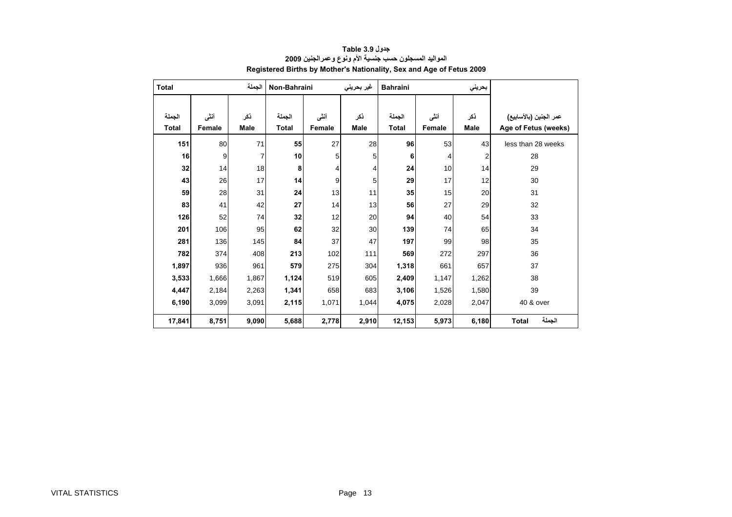**Table 3.9 جدول**

**المواليد المسجلون حسب جنسية الأم ونوع وعمرالجنين 2009**

**Registered Births by Mother's Nationality, Sex and Age of Fetus 2009**

| Total | | الجملة | Non-Bahraini | | غير بحريني | Bahraini | | بحريني | |
|---|---|---|---|---|---|---|---|---|---|
| الجملة Total | أنثى Female | ذكر Male | الجملة Total | أنثى Female | ذكر Male | الجملة Total | أنثى Female | ذكر Male | عمر الجنين (بالأسابيع) Age of Fetus (weeks) |
| **151** | 80 | 71 | **55** | 27 | 28 | **96** | 53 | 43 | less than 28 weeks |
| **16** | 9 | 7 | **10** | 5 | 5 | **6** | 4 | 2 | 28 |
| **32** | 14 | 18 | **8** | 4 | 4 | **24** | 10 | 14 | 29 |
| **43** | 26 | 17 | **14** | 9 | 5 | **29** | 17 | 12 | 30 |
| **59** | 28 | 31 | **24** | 13 | 11 | **35** | 15 | 20 | 31 |
| **83** | 41 | 42 | **27** | 14 | 13 | **56** | 27 | 29 | 32 |
| **126** | 52 | 74 | **32** | 12 | 20 | **94** | 40 | 54 | 33 |
| **201** | 106 | 95 | **62** | 32 | 30 | **139** | 74 | 65 | 34 |
| **281** | 136 | 145 | **84** | 37 | 47 | **197** | 99 | 98 | 35 |
| **782** | 374 | 408 | **213** | 102 | 111 | **569** | 272 | 297 | 36 |
| **1,897** | 936 | 961 | **579** | 275 | 304 | **1,318** | 661 | 657 | 37 |
| **3,533** | 1,666 | 1,867 | **1,124** | 519 | 605 | **2,409** | 1,147 | 1,262 | 38 |
| **4,447** | 2,184 | 2,263 | **1,341** | 658 | 683 | **3,106** | 1,526 | 1,580 | 39 |
| **6,190** | 3,099 | 3,091 | **2,115** | 1,071 | 1,044 | **4,075** | 2,028 | 2,047 | 40 & over |
| **17,841** | **8,751** | **9,090** | **5,688** | **2,778** | **2,910** | **12,153** | **5,973** | **6,180** | **Total الجملة** |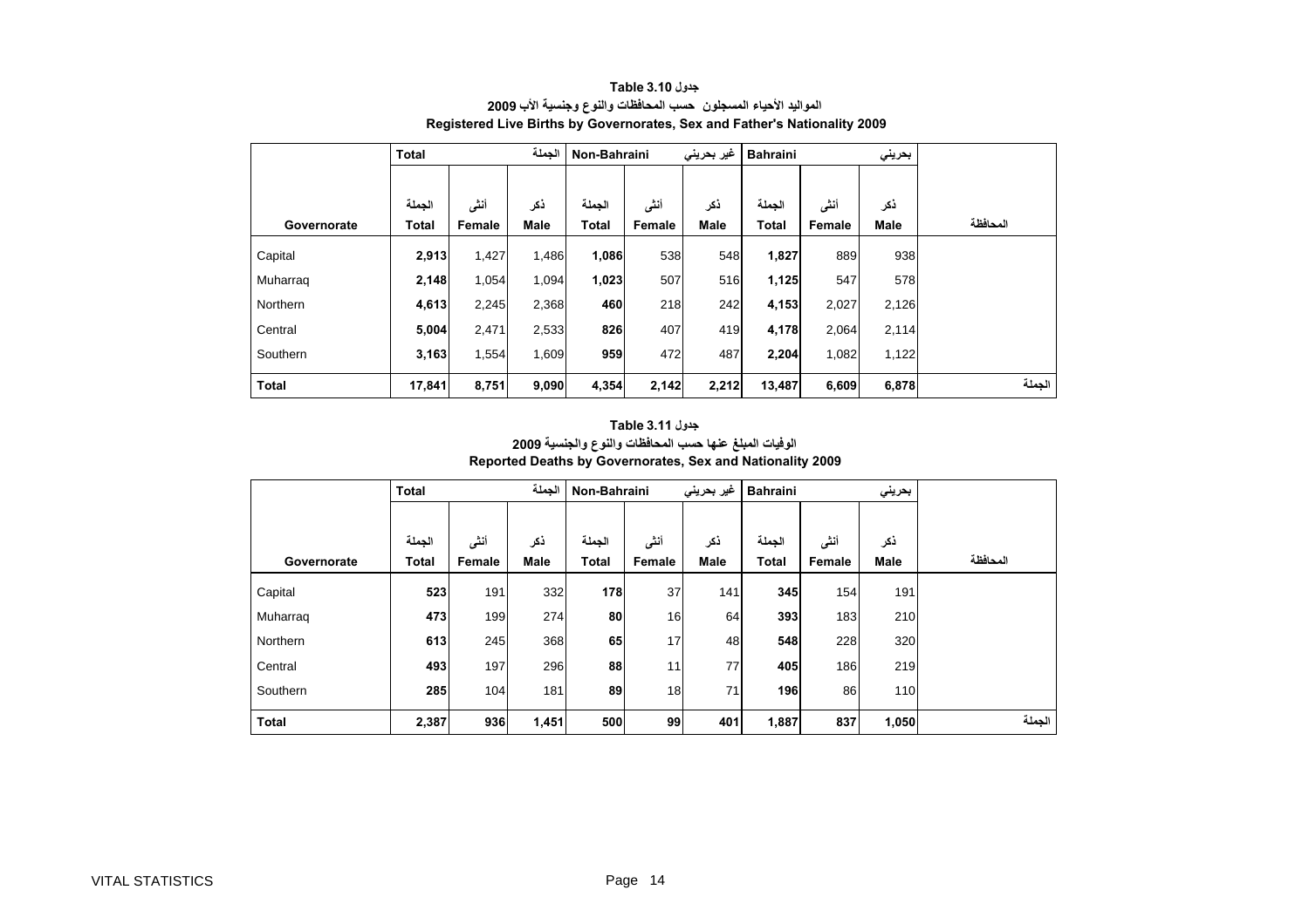**Table 3.10 جدول**

**المواليد الأحياء المسجلون حسب المحافظات والنوع وجنسية الأب 2009**

**Registered Live Births by Governorates, Sex and Father's Nationality 2009**

| | Total | | الجملة | Non-Bahraini | | غير بحريني | Bahraini | | بحريني | |
|---|---|---|---|---|---|---|---|---|---|---|
| Governorate | الجملة Total | أنثى Female | ذكر Male | الجملة Total | أنثى Female | ذكر Male | الجملة Total | أنثى Female | ذكر Male | المحافظة |
| Capital | **2,913** | 1,427 | 1,486 | **1,086** | 538 | 548 | **1,827** | 889 | 938 | |
| Muharraq | **2,148** | 1,054 | 1,094 | **1,023** | 507 | 516 | **1,125** | 547 | 578 | |
| Northern | **4,613** | 2,245 | 2,368 | **460** | 218 | 242 | **4,153** | 2,027 | 2,126 | |
| Central | **5,004** | 2,471 | 2,533 | **826** | 407 | 419 | **4,178** | 2,064 | 2,114 | |
| Southern | **3,163** | 1,554 | 1,609 | **959** | 472 | 487 | **2,204** | 1,082 | 1,122 | |
| **Total** | **17,841** | **8,751** | **9,090** | **4,354** | **2,142** | **2,212** | **13,487** | **6,609** | **6,878** | **الجملة** |

**Table 3.11 جدول**

**الوفيات المبلغ عنها حسب المحافظات والنوع والجنسية 2009**

**Reported Deaths by Governorates, Sex and Nationality 2009**

| | Total | | الجملة | Non-Bahraini | | غير بحريني | Bahraini | | بحريني | |
|---|---|---|---|---|---|---|---|---|---|---|
| Governorate | الجملة Total | أنثى Female | ذكر Male | الجملة Total | أنثى Female | ذكر Male | الجملة Total | أنثى Female | ذكر Male | المحافظة |
| Capital | **523** | 191 | 332 | **178** | 37 | 141 | **345** | 154 | 191 | |
| Muharraq | **473** | 199 | 274 | **80** | 16 | 64 | **393** | 183 | 210 | |
| Northern | **613** | 245 | 368 | **65** | 17 | 48 | **548** | 228 | 320 | |
| Central | **493** | 197 | 296 | **88** | 11 | 77 | **405** | 186 | 219 | |
| Southern | **285** | 104 | 181 | **89** | 18 | 71 | **196** | 86 | 110 | |
| **Total** | **2,387** | **936** | **1,451** | **500** | **99** | **401** | **1,887** | **837** | **1,050** | **الجملة** |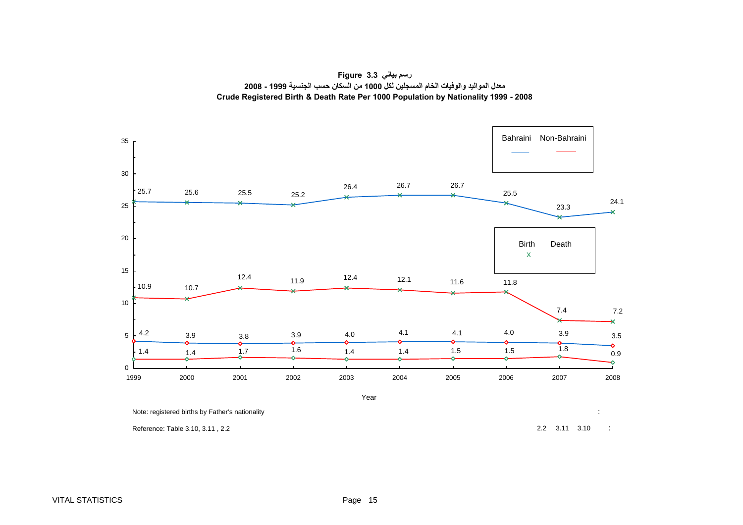**Figure 3.3 رسم بياني**

**معدل المواليد والوفيات الخام المسجلين لكل 1000 من السكان حسب الجنسية 1999 - 2008**

**Crude Registered Birth & Death Rate Per 1000 Population by Nationality 1999 - 2008**

| Year | 1999 | 2000 | 2001 | 2002 | 2003 | 2004 | 2005 | 2006 | 2007 | 2008 |
|---|---|---|---|---|---|---|---|---|---|---|
| Bahraini Birth | 25.7 | 25.6 | 25.5 | 25.2 | 26.4 | 26.7 | 26.7 | 25.5 | 23.3 | 24.1 |
| Non-Bahraini Birth | 10.9 | 10.7 | 12.4 | 11.9 | 12.4 | 12.1 | 11.6 | 11.8 | 7.4 | 7.2 |
| Bahraini Death | 4.2 | 3.9 | 3.8 | 3.9 | 4.0 | 4.1 | 4.1 | 4.0 | 3.9 | 3.5 |
| Non-Bahraini Death | 1.4 | 1.4 | 1.7 | 1.6 | 1.4 | 1.4 | 1.5 | 1.5 | 1.8 | 0.9 |

Note: registered births by Father's nationality

Reference: Table 3.10, 3.11 , 2.2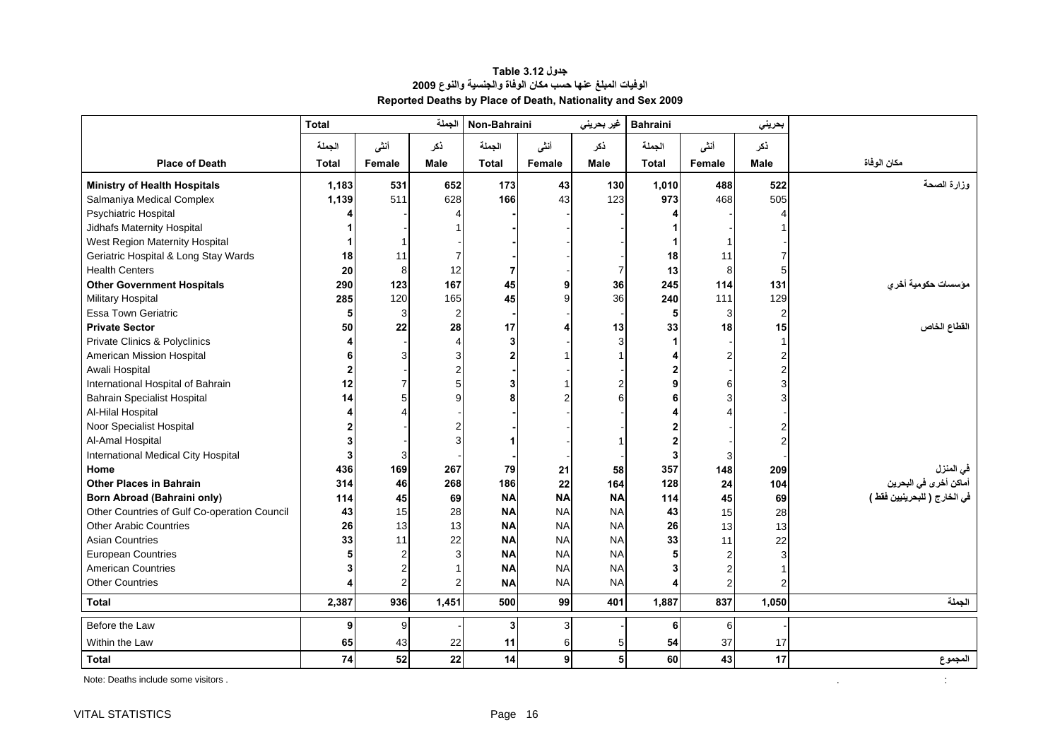**جدول Table 3.12**

**الوفيات المبلغ عنها حسب مكان الوفاة والجنسية والنوع 2009**

**Reported Deaths by Place of Death, Nationality and Sex 2009**

| | Total | | الجملة | Non-Bahraini | | غير بحريني | Bahraini | | بحريني | |
|---|---|---|---|---|---|---|---|---|---|---|
| | الجملة | أنثى | ذكر | الجملة | أنثى | ذكر | الجملة | أنثى | ذكر | |
| **Place of Death** | **Total** | **Female** | **Male** | **Total** | **Female** | **Male** | **Total** | **Female** | **Male** | مكان الوفاة |
| **Ministry of Health Hospitals** | **1,183** | **531** | **652** | **173** | **43** | **130** | **1,010** | **488** | **522** | وزارة الصحة |
| Salmaniya Medical Complex | **1,139** | 511 | 628 | **166** | 43 | 123 | **973** | 468 | 505 | |
| Psychiatric Hospital | **4** | - | 4 | **-** | - | - | **4** | - | 4 | |
| Jidhafs Maternity Hospital | **1** | - | 1 | **-** | - | - | **1** | - | 1 | |
| West Region Maternity Hospital | **1** | 1 | - | **-** | - | - | **1** | 1 | - | |
| Geriatric Hospital & Long Stay Wards | **18** | 11 | 7 | **-** | - | - | **18** | 11 | 7 | |
| Health Centers | **20** | 8 | 12 | **7** | - | 7 | **13** | 8 | 5 | |
| **Other Government Hospitals** | **290** | **123** | **167** | **45** | **9** | **36** | **245** | **114** | **131** | مؤسسات حكومية أخري |
| Military Hospital | **285** | 120 | 165 | **45** | 9 | 36 | **240** | 111 | 129 | |
| Essa Town Geriatric | **5** | 3 | 2 | **-** | - | - | **5** | 3 | 2 | |
| **Private Sector** | **50** | **22** | **28** | **17** | **4** | **13** | **33** | **18** | **15** | القطاع الخاص |
| Private Clinics & Polyclinics | **4** | - | 4 | **3** | - | 3 | **1** | - | 1 | |
| American Mission Hospital | **6** | 3 | 3 | **2** | 1 | 1 | **4** | 2 | 2 | |
| Awali Hospital | **2** | - | 2 | **-** | - | - | **2** | - | 2 | |
| International Hospital of Bahrain | **12** | 7 | 5 | **3** | 1 | 2 | **9** | 6 | 3 | |
| Bahrain Specialist Hospital | **14** | 5 | 9 | **8** | 2 | 6 | **6** | 3 | 3 | |
| Al-Hilal Hospital | **4** | 4 | - | **-** | - | - | **4** | 4 | - | |
| Noor Specialist Hospital | **2** | - | 2 | **-** | - | - | **2** | - | 2 | |
| Al-Amal Hospital | **3** | - | 3 | **1** | - | 1 | **2** | - | 2 | |
| International Medical City Hospital | **3** | 3 | - | **-** | - | - | **3** | 3 | - | |
| **Home** | **436** | **169** | **267** | **79** | **21** | **58** | **357** | **148** | **209** | في المنزل |
| **Other Places in Bahrain** | **314** | **46** | **268** | **186** | **22** | **164** | **128** | **24** | **104** | أماكن أخرى في البحرين |
| **Born Abroad (Bahraini only)** | **114** | **45** | **69** | **NA** | **NA** | **NA** | **114** | **45** | **69** | في الخارج ( للبحرينيين فقط ) |
| Other Countries of Gulf Co-operation Council | **43** | 15 | 28 | **NA** | NA | NA | **43** | 15 | 28 | |
| Other Arabic Countries | **26** | 13 | 13 | **NA** | NA | NA | **26** | 13 | 13 | |
| Asian Countries | **33** | 11 | 22 | **NA** | NA | NA | **33** | 11 | 22 | |
| European Countries | **5** | 2 | 3 | **NA** | NA | NA | **5** | 2 | 3 | |
| American Countries | **3** | 2 | 1 | **NA** | NA | NA | **3** | 2 | 1 | |
| Other Countries | **4** | 2 | 2 | **NA** | NA | NA | **4** | 2 | 2 | |
| **Total** | **2,387** | **936** | **1,451** | **500** | **99** | **401** | **1,887** | **837** | **1,050** | الجملة |
| Before the Law | **9** | 9 | - | **3** | 3 | - | **6** | 6 | - | |
| Within the Law | **65** | 43 | 22 | **11** | 6 | 5 | **54** | 37 | 17 | |
| **Total** | **74** | **52** | **22** | **14** | **9** | **5** | **60** | **43** | **17** | المجموع |

Note: Deaths include some visitors .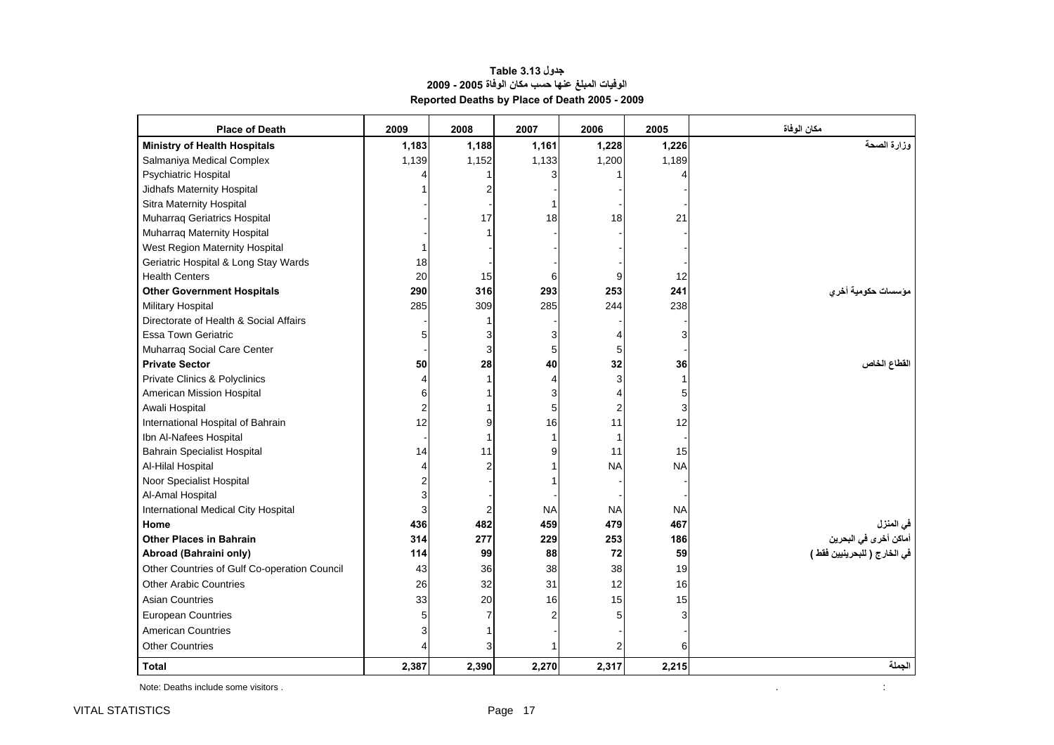**جدول Table 3.13**

**الوفيات المبلغ عنها حسب مكان الوفاة 2005 - 2009**

**Reported Deaths by Place of Death 2005 - 2009**

| Place of Death | 2009 | 2008 | 2007 | 2006 | 2005 | مكان الوفاة |
|---|---|---|---|---|---|---|
| **Ministry of Health Hospitals** | **1,183** | **1,188** | **1,161** | **1,228** | **1,226** | **وزارة الصحة** |
| Salmaniya Medical Complex | 1,139 | 1,152 | 1,133 | 1,200 | 1,189 | |
| Psychiatric Hospital | 4 | 1 | 3 | 1 | 4 | |
| Jidhafs Maternity Hospital | 1 | 2 | - | - | - | |
| Sitra Maternity Hospital | - | - | 1 | - | - | |
| Muharraq Geriatrics Hospital | - | 17 | 18 | 18 | 21 | |
| Muharraq Maternity Hospital | - | 1 | - | - | - | |
| West Region Maternity Hospital | 1 | - | - | - | - | |
| Geriatric Hospital & Long Stay Wards | 18 | - | - | - | - | |
| Health Centers | 20 | 15 | 6 | 9 | 12 | |
| **Other Government Hospitals** | **290** | **316** | **293** | **253** | **241** | **مؤسسات حكومية أخري** |
| Military Hospital | 285 | 309 | 285 | 244 | 238 | |
| Directorate of Health & Social Affairs | - | 1 | - | - | - | |
| Essa Town Geriatric | 5 | 3 | 3 | 4 | 3 | |
| Muharraq Social Care Center | - | 3 | 5 | 5 | - | |
| **Private Sector** | **50** | **28** | **40** | **32** | **36** | **القطاع الخاص** |
| Private Clinics & Polyclinics | 4 | 1 | 4 | 3 | 1 | |
| American Mission Hospital | 6 | 1 | 3 | 4 | 5 | |
| Awali Hospital | 2 | 1 | 5 | 2 | 3 | |
| International Hospital of Bahrain | 12 | 9 | 16 | 11 | 12 | |
| Ibn Al-Nafees Hospital | - | 1 | 1 | 1 | - | |
| Bahrain Specialist Hospital | 14 | 11 | 9 | 11 | 15 | |
| Al-Hilal Hospital | 4 | 2 | 1 | NA | NA | |
| Noor Specialist Hospital | 2 | - | 1 | - | - | |
| Al-Amal Hospital | 3 | - | - | - | - | |
| International Medical City Hospital | 3 | 2 | NA | NA | NA | |
| **Home** | **436** | **482** | **459** | **479** | **467** | **في المنزل** |
| **Other Places in Bahrain** | **314** | **277** | **229** | **253** | **186** | **أماكن أخرى في البحرين** |
| **Abroad (Bahraini only)** | **114** | **99** | **88** | **72** | **59** | **في الخارج ( للبحرينيين فقط )** |
| Other Countries of Gulf Co-operation Council | 43 | 36 | 38 | 38 | 19 | |
| Other Arabic Countries | 26 | 32 | 31 | 12 | 16 | |
| Asian Countries | 33 | 20 | 16 | 15 | 15 | |
| European Countries | 5 | 7 | 2 | 5 | 3 | |
| American Countries | 3 | 1 | - | - | - | |
| Other Countries | 4 | 3 | 1 | 2 | 6 | |
| **Total** | **2,387** | **2,390** | **2,270** | **2,317** | **2,215** | **الجملة** |

Note: Deaths include some visitors .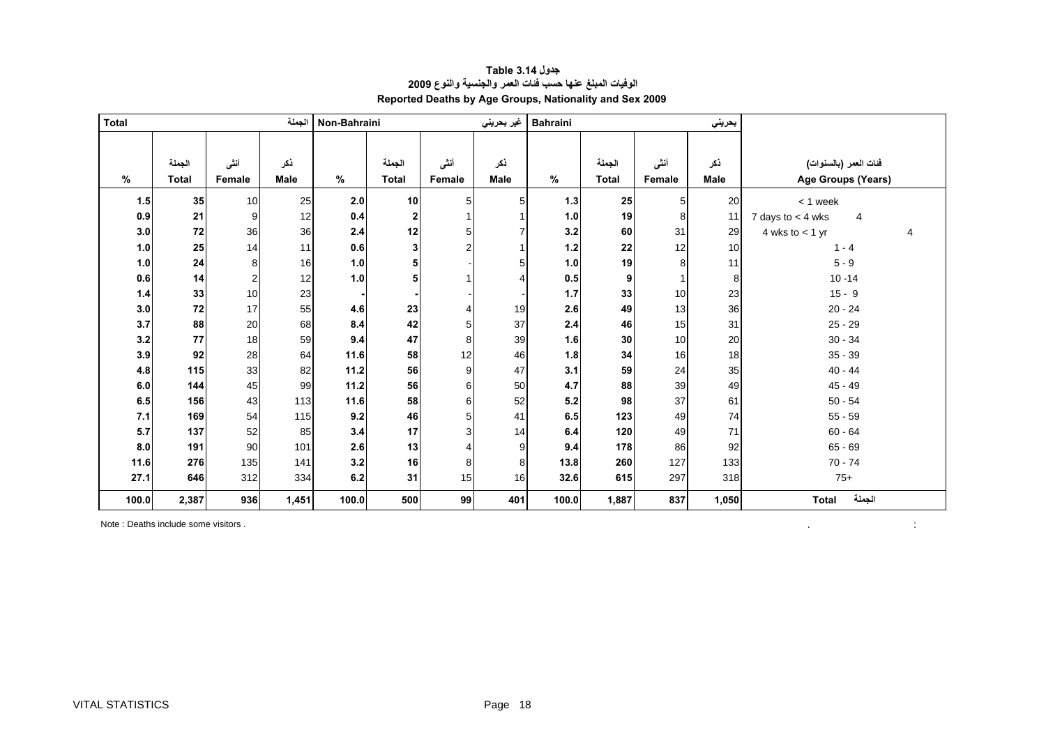# جدول Table 3.14

## الوفيات المبلغ عنها حسب فئات العمر والجنسية والنوع 2009

## Reported Deaths by Age Groups, Nationality and Sex 2009

| Total | | | الجملة | Non-Bahraini | | | غير بحريني | Bahraini | | | بحريني | |
|---|---|---|---|---|---|---|---|---|---|---|---|---|
| % | الجملة Total | أنثى Female | ذكر Male | % | الجملة Total | أنثى Female | ذكر Male | % | الجملة Total | أنثى Female | ذكر Male | فئات العمر (بالسنوات) Age Groups (Years) |
| 1.5 | 35 | 10 | 25 | 2.0 | 10 | 5 | 5 | 1.3 | 25 | 5 | 20 | < 1 week |
| 0.9 | 21 | 9 | 12 | 0.4 | 2 | 1 | 1 | 1.0 | 19 | 8 | 11 | 7 days to < 4 wks 4 |
| 3.0 | 72 | 36 | 36 | 2.4 | 12 | 5 | 7 | 3.2 | 60 | 31 | 29 | 4 wks to < 1 yr 4 |
| 1.0 | 25 | 14 | 11 | 0.6 | 3 | 2 | 1 | 1.2 | 22 | 12 | 10 | 1 - 4 |
| 1.0 | 24 | 8 | 16 | 1.0 | 5 | - | 5 | 1.0 | 19 | 8 | 11 | 5 - 9 |
| 0.6 | 14 | 2 | 12 | 1.0 | 5 | 1 | 4 | 0.5 | 9 | 1 | 8 | 10 -14 |
| 1.4 | 33 | 10 | 23 | - | - | - | - | 1.7 | 33 | 10 | 23 | 15 - 9 |
| 3.0 | 72 | 17 | 55 | 4.6 | 23 | 4 | 19 | 2.6 | 49 | 13 | 36 | 20 - 24 |
| 3.7 | 88 | 20 | 68 | 8.4 | 42 | 5 | 37 | 2.4 | 46 | 15 | 31 | 25 - 29 |
| 3.2 | 77 | 18 | 59 | 9.4 | 47 | 8 | 39 | 1.6 | 30 | 10 | 20 | 30 - 34 |
| 3.9 | 92 | 28 | 64 | 11.6 | 58 | 12 | 46 | 1.8 | 34 | 16 | 18 | 35 - 39 |
| 4.8 | 115 | 33 | 82 | 11.2 | 56 | 9 | 47 | 3.1 | 59 | 24 | 35 | 40 - 44 |
| 6.0 | 144 | 45 | 99 | 11.2 | 56 | 6 | 50 | 4.7 | 88 | 39 | 49 | 45 - 49 |
| 6.5 | 156 | 43 | 113 | 11.6 | 58 | 6 | 52 | 5.2 | 98 | 37 | 61 | 50 - 54 |
| 7.1 | 169 | 54 | 115 | 9.2 | 46 | 5 | 41 | 6.5 | 123 | 49 | 74 | 55 - 59 |
| 5.7 | 137 | 52 | 85 | 3.4 | 17 | 3 | 14 | 6.4 | 120 | 49 | 71 | 60 - 64 |
| 8.0 | 191 | 90 | 101 | 2.6 | 13 | 4 | 9 | 9.4 | 178 | 86 | 92 | 65 - 69 |
| 11.6 | 276 | 135 | 141 | 3.2 | 16 | 8 | 8 | 13.8 | 260 | 127 | 133 | 70 - 74 |
| 27.1 | 646 | 312 | 334 | 6.2 | 31 | 15 | 16 | 32.6 | 615 | 297 | 318 | 75+ |
| 100.0 | 2,387 | 936 | 1,451 | 100.0 | 500 | 99 | 401 | 100.0 | 1,887 | 837 | 1,050 | Total الجملة |

Note : Deaths include some visitors .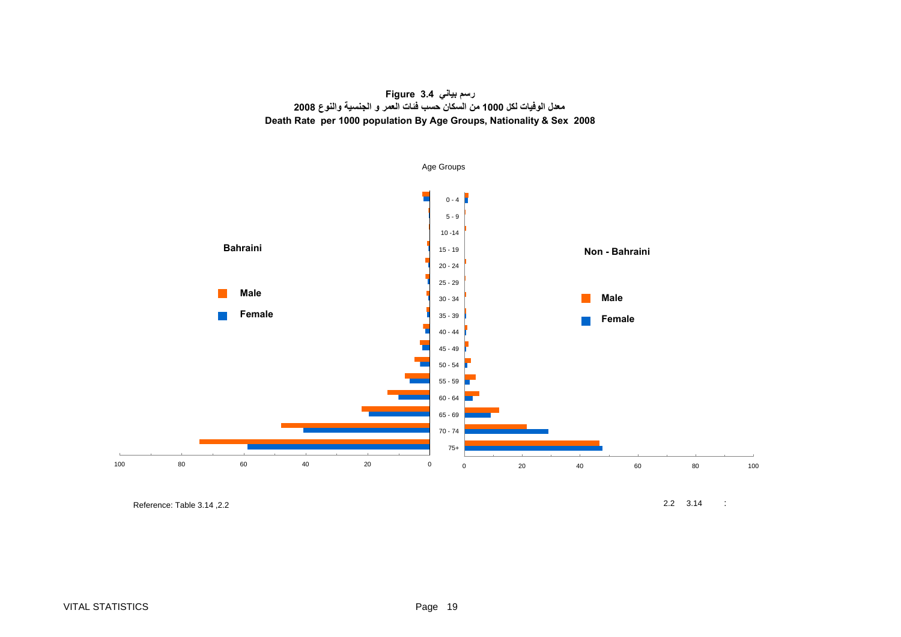**Figure 3.4 رسم بياني**

**معدل الوفيات لكل 1000 من السكان حسب فئات العمر و الجنسية والنوع 2008**

**Death Rate per 1000 population By Age Groups, Nationality & Sex 2008**

Age Groups

**Bahraini**

**Male**

**Female**

**Non - Bahraini**

**Male**

**Female**

0 - 4
5 - 9
10 -14
15 - 19
20 - 24
25 - 29
30 - 34
35 - 39
40 - 44
45 - 49
50 - 54
55 - 59
60 - 64
65 - 69
70 - 74
75+

100 80 60 40 20 0 | 0 20 40 60 80 100

Reference: Table 3.14 ,2.2

2.2 3.14 :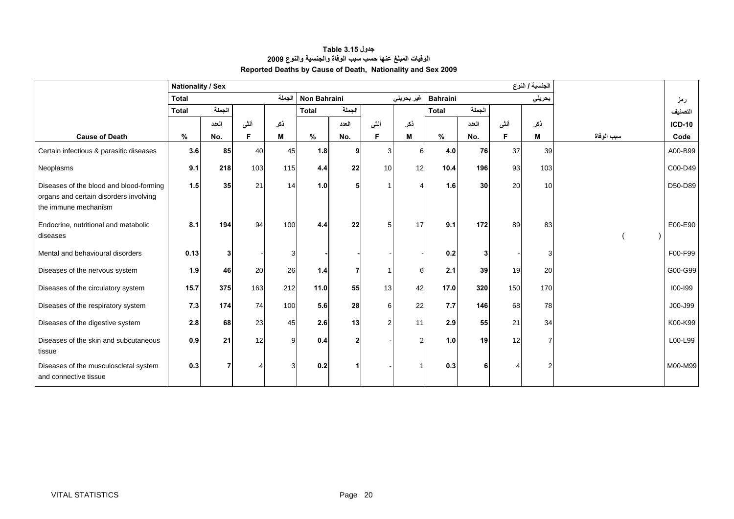**Table 3.15 جدول**

**الوفيات المبلغ عنها حسب سبب الوفاة والجنسية والنوع 2009**

**Reported Deaths by Cause of Death, Nationality and Sex 2009**

| | Nationality / Sex | | | | | | | | | | | الجنسية / النوع | | |
|---|---|---|---|---|---|---|---|---|---|---|---|---|---|---|
| | Total | | | الجملة | Non Bahraini | | | غير بحريني | Bahraini | | | بحريني | | رمز |
| | Total | الجملة | | | Total | الجملة | | | Total | الجملة | | | | التصنيف |
| | | العدد | أنثى | ذكر | | العدد | أنثى | ذكر | | العدد | أنثى | ذكر | | ICD-10 |
| **Cause of Death** | **%** | **No.** | **F** | **M** | **%** | **No.** | **F** | **M** | **%** | **No.** | **F** | **M** | **سبب الوفاة** | **Code** |
| Certain infectious & parasitic diseases | **3.6** | **85** | 40 | 45 | **1.8** | **9** | 3 | 6 | **4.0** | **76** | 37 | 39 | | A00-B99 |
| Neoplasms | **9.1** | **218** | 103 | 115 | **4.4** | **22** | 10 | 12 | **10.4** | **196** | 93 | 103 | | C00-D49 |
| Diseases of the blood and blood-forming organs and certain disorders involving the immune mechanism | **1.5** | **35** | 21 | 14 | **1.0** | **5** | 1 | 4 | **1.6** | **30** | 20 | 10 | | D50-D89 |
| Endocrine, nutritional and metabolic diseases | **8.1** | **194** | 94 | 100 | **4.4** | **22** | 5 | 17 | **9.1** | **172** | 89 | 83 | ( ) | E00-E90 |
| Mental and behavioural disorders | **0.13** | **3** | - | 3 | **-** | **-** | - | - | **0.2** | **3** | - | 3 | | F00-F99 |
| Diseases of the nervous system | **1.9** | **46** | 20 | 26 | **1.4** | **7** | 1 | 6 | **2.1** | **39** | 19 | 20 | | G00-G99 |
| Diseases of the circulatory system | **15.7** | **375** | 163 | 212 | **11.0** | **55** | 13 | 42 | **17.0** | **320** | 150 | 170 | | I00-I99 |
| Diseases of the respiratory system | **7.3** | **174** | 74 | 100 | **5.6** | **28** | 6 | 22 | **7.7** | **146** | 68 | 78 | | J00-J99 |
| Diseases of the digestive system | **2.8** | **68** | 23 | 45 | **2.6** | **13** | 2 | 11 | **2.9** | **55** | 21 | 34 | | K00-K99 |
| Diseases of the skin and subcutaneous tissue | **0.9** | **21** | 12 | 9 | **0.4** | **2** | - | 2 | **1.0** | **19** | 12 | 7 | | L00-L99 |
| Diseases of the musculoscletal system and connective tissue | **0.3** | **7** | 4 | 3 | **0.2** | **1** | - | 1 | **0.3** | **6** | 4 | 2 | | M00-M99 |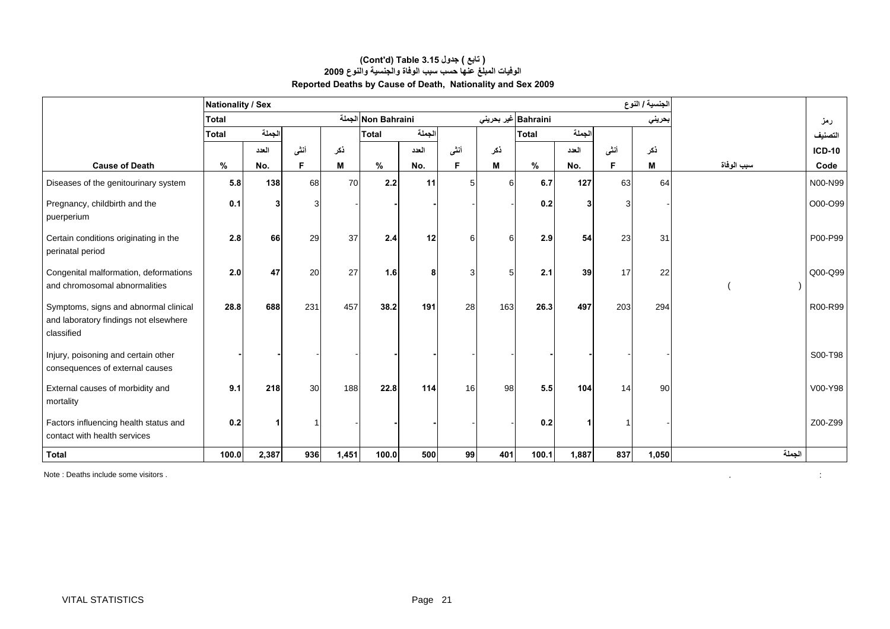### (تابع ) جدول Cont'd) Table 3.15)

### الوفيات المبلغ عنها حسب سبب الوفاة والجنسية والنوع 2009

### Reported Deaths by Cause of Death, Nationality and Sex 2009

| | Nationality / Sex | | | | | | | | | | | الجنسية / النوع | | |
|---|---|---|---|---|---|---|---|---|---|---|---|---|---|---|
| | Total | | | الجملة | Non Bahraini | | | غير بحريني | Bahraini | | | بحريني | | رمز |
| | Total | الجملة | | | Total | الجملة | | | Total | الجملة | | | | التصنيف |
| | | العدد | أنثى | ذكر | | العدد | أنثى | ذكر | | العدد | أنثى | ذكر | | ICD-10 |
| **Cause of Death** | % | No. | F | M | % | No. | F | M | % | No. | F | M | سبب الوفاة | Code |
| Diseases of the genitourinary system | **5.8** | **138** | 68 | 70 | **2.2** | **11** | 5 | 6 | **6.7** | **127** | 63 | 64 | | N00-N99 |
| Pregnancy, childbirth and the puerperium | **0.1** | **3** | 3 | - | **-** | **-** | - | - | **0.2** | **3** | 3 | - | | O00-O99 |
| Certain conditions originating in the perinatal period | **2.8** | **66** | 29 | 37 | **2.4** | **12** | 6 | 6 | **2.9** | **54** | 23 | 31 | | P00-P99 |
| Congenital malformation, deformations and chromosomal abnormalities | **2.0** | **47** | 20 | 27 | **1.6** | **8** | 3 | 5 | **2.1** | **39** | 17 | 22 | ( ) | Q00-Q99 |
| Symptoms, signs and abnormal clinical and laboratory findings not elsewhere classified | **28.8** | **688** | 231 | 457 | **38.2** | **191** | 28 | 163 | **26.3** | **497** | 203 | 294 | | R00-R99 |
| Injury, poisoning and certain other consequences of external causes | **-** | **-** | - | - | **-** | **-** | - | - | **-** | **-** | - | - | | S00-T98 |
| External causes of morbidity and mortality | **9.1** | **218** | 30 | 188 | **22.8** | **114** | 16 | 98 | **5.5** | **104** | 14 | 90 | | V00-Y98 |
| Factors influencing health status and contact with health services | **0.2** | **1** | 1 | - | **-** | **-** | - | - | **0.2** | **1** | 1 | - | | Z00-Z99 |
| **Total** | **100.0** | **2,387** | **936** | **1,451** | **100.0** | **500** | **99** | **401** | **100.1** | **1,887** | **837** | **1,050** | الجملة | |

Note : Deaths include some visitors .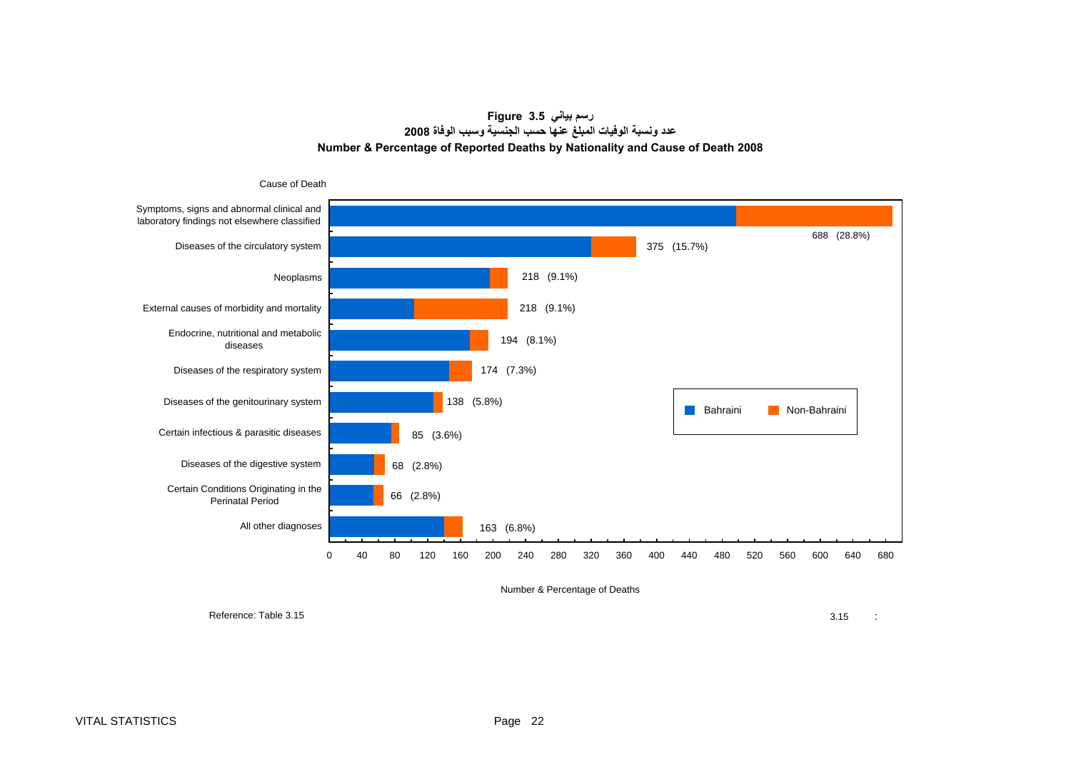**Figure 3.5 رسم بياني**

**عدد ونسبة الوفيات المبلغ عنها حسب الجنسية وسبب الوفاة 2008**

**Number & Percentage of Reported Deaths by Nationality and Cause of Death 2008**

| Cause of Death | Number & Percentage of Deaths |
|---|---|
| Symptoms, signs and abnormal clinical and laboratory findings not elsewhere classified | 688 (28.8%) |
| Diseases of the circulatory system | 375 (15.7%) |
| Neoplasms | 218 (9.1%) |
| External causes of morbidity and mortality | 218 (9.1%) |
| Endocrine, nutritional and metabolic diseases | 194 (8.1%) |
| Diseases of the respiratory system | 174 (7.3%) |
| Diseases of the genitourinary system | 138 (5.8%) |
| Certain infectious & parasitic diseases | 85 (3.6%) |
| Diseases of the digestive system | 68 (2.8%) |
| Certain Conditions Originating in the Perinatal Period | 66 (2.8%) |
| All other diagnoses | 163 (6.8%) |

Legend: Bahraini, Non-Bahraini

Number & Percentage of Deaths

Reference: Table 3.15

3.15 :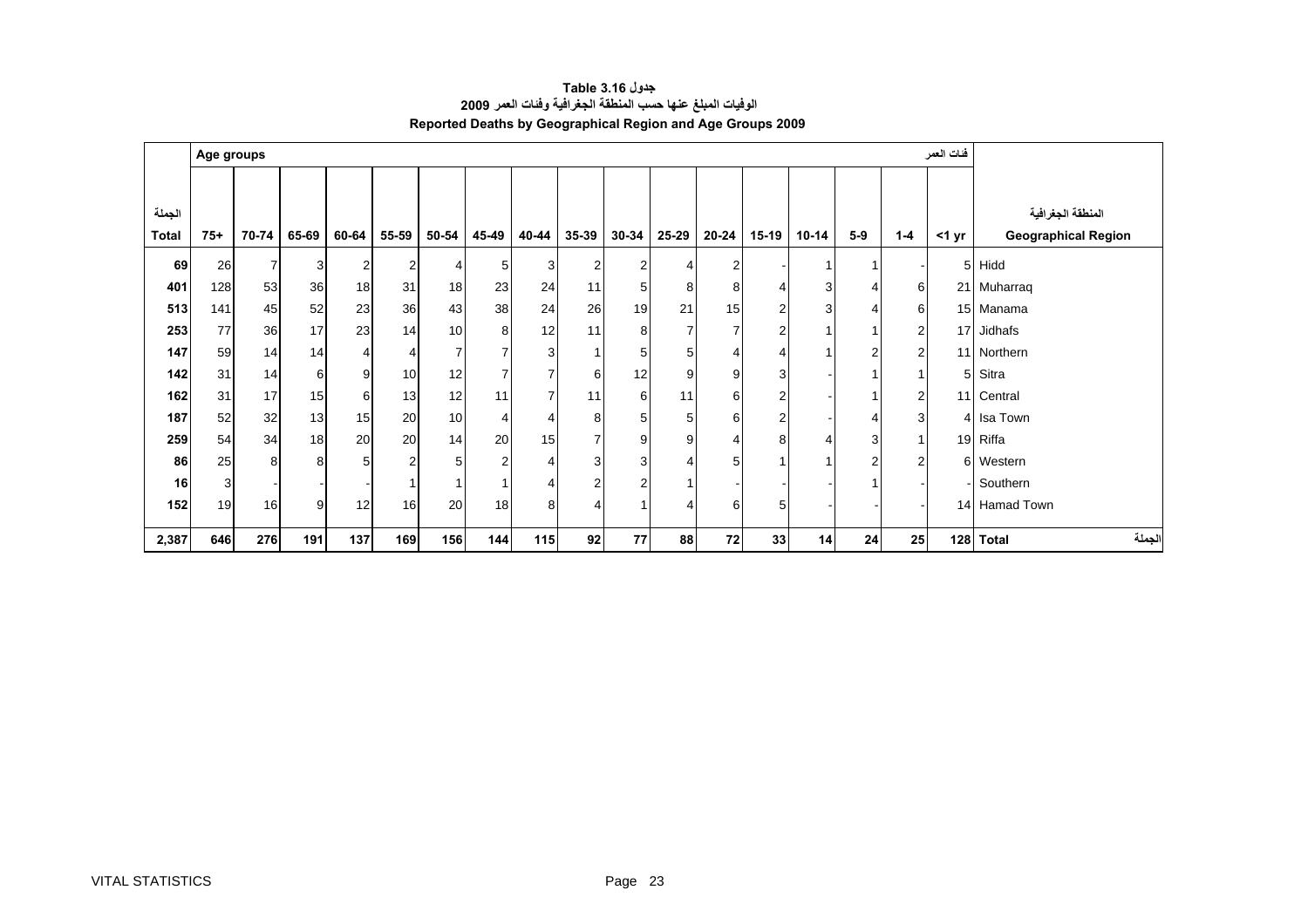**جدول 3.16 Table**

**الوفيات المبلغ عنها حسب المنطقة الجغرافية وفئات العمر 2009**

**Reported Deaths by Geographical Region and Age Groups 2009**

| الجملة Total | Age groups 75+ | 70-74 | 65-69 | 60-64 | 55-59 | 50-54 | 45-49 | 40-44 | 35-39 | 30-34 | 25-29 | 20-24 | 15-19 | 10-14 | 5-9 | 1-4 | فئات العمر <1 yr | المنطقة الجغرافية Geographical Region |
|---|---|---|---|---|---|---|---|---|---|---|---|---|---|---|---|---|---|---|
| 69 | 26 | 7 | 3 | 2 | 2 | 4 | 5 | 3 | 2 | 2 | 4 | 2 | - | 1 | 1 | - | 5 | Hidd |
| 401 | 128 | 53 | 36 | 18 | 31 | 18 | 23 | 24 | 11 | 5 | 8 | 8 | 4 | 3 | 4 | 6 | 21 | Muharraq |
| 513 | 141 | 45 | 52 | 23 | 36 | 43 | 38 | 24 | 26 | 19 | 21 | 15 | 2 | 3 | 4 | 6 | 15 | Manama |
| 253 | 77 | 36 | 17 | 23 | 14 | 10 | 8 | 12 | 11 | 8 | 7 | 7 | 2 | 1 | 1 | 2 | 17 | Jidhafs |
| 147 | 59 | 14 | 14 | 4 | 4 | 7 | 7 | 3 | 1 | 5 | 5 | 4 | 4 | 1 | 2 | 2 | 11 | Northern |
| 142 | 31 | 14 | 6 | 9 | 10 | 12 | 7 | 7 | 6 | 12 | 9 | 9 | 3 | - | 1 | 1 | 5 | Sitra |
| 162 | 31 | 17 | 15 | 6 | 13 | 12 | 11 | 7 | 11 | 6 | 11 | 6 | 2 | - | 1 | 2 | 11 | Central |
| 187 | 52 | 32 | 13 | 15 | 20 | 10 | 4 | 4 | 8 | 5 | 5 | 6 | 2 | - | 4 | 3 | 4 | Isa Town |
| 259 | 54 | 34 | 18 | 20 | 20 | 14 | 20 | 15 | 7 | 9 | 9 | 4 | 8 | 4 | 3 | 1 | 19 | Riffa |
| 86 | 25 | 8 | 8 | 5 | 2 | 5 | 2 | 4 | 3 | 3 | 4 | 5 | 1 | 1 | 2 | 2 | 6 | Western |
| 16 | 3 | - | - | - | 1 | 1 | 1 | 4 | 2 | 2 | 1 | - | - | - | 1 | - | - | Southern |
| 152 | 19 | 16 | 9 | 12 | 16 | 20 | 18 | 8 | 4 | 1 | 4 | 6 | 5 | - | - | - | 14 | Hamad Town |
| **2,387** | **646** | **276** | **191** | **137** | **169** | **156** | **144** | **115** | **92** | **77** | **88** | **72** | **33** | **14** | **24** | **25** | **128** | **Total الجملة** |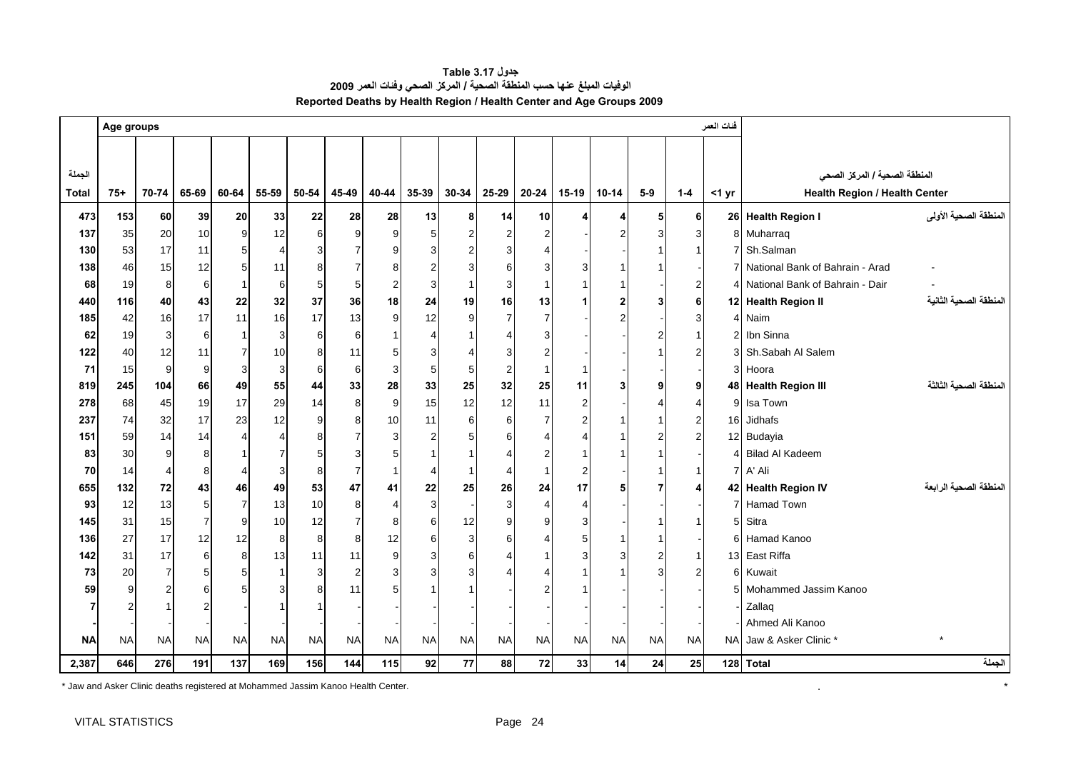**جدول 3.17 Table**

**الوفيات المبلغ عنها حسب المنطقة الصحية / المركز الصحي وفئات العمر 2009**

**Reported Deaths by Health Region / Health Center and Age Groups 2009**

| الجملة | Age groups | | | | | | | | | | | | | | | | فئات العمر | المنطقة الصحية / المركز الصحي | |
|---|---|---|---|---|---|---|---|---|---|---|---|---|---|---|---|---|---|---|---|
| Total | 75+ | 70-74 | 65-69 | 60-64 | 55-59 | 50-54 | 45-49 | 40-44 | 35-39 | 30-34 | 25-29 | 20-24 | 15-19 | 10-14 | 5-9 | 1-4 | <1 yr | Health Region / Health Center | |
| **473** | **153** | **60** | **39** | **20** | **33** | **22** | **28** | **28** | **13** | **8** | **14** | **10** | **4** | **4** | **5** | **6** | **26** | **Health Region I** | **المنطقة الصحية الأولى** |
| **137** | 35 | 20 | 10 | 9 | 12 | 6 | 9 | 9 | 5 | 2 | 2 | 2 | - | 2 | 3 | 3 | 8 | Muharraq | |
| **130** | 53 | 17 | 11 | 5 | 4 | 3 | 7 | 9 | 3 | 2 | 3 | 4 | - | - | 1 | 1 | 7 | Sh.Salman | |
| **138** | 46 | 15 | 12 | 5 | 11 | 8 | 7 | 8 | 2 | 3 | 6 | 3 | 3 | 1 | 1 | - | 7 | National Bank of Bahrain - Arad | - |
| **68** | 19 | 8 | 6 | 1 | 6 | 5 | 5 | 2 | 3 | 1 | 3 | 1 | 1 | 1 | - | 2 | 4 | National Bank of Bahrain - Dair | - |
| **440** | **116** | **40** | **43** | **22** | **32** | **37** | **36** | **18** | **24** | **19** | **16** | **13** | **1** | **2** | **3** | **6** | **12** | **Health Region II** | **المنطقة الصحية الثانية** |
| **185** | 42 | 16 | 17 | 11 | 16 | 17 | 13 | 9 | 12 | 9 | 7 | 7 | - | 2 | - | 3 | 4 | Naim | |
| **62** | 19 | 3 | 6 | 1 | 3 | 6 | 6 | 1 | 4 | 1 | 4 | 3 | - | - | 2 | 1 | 2 | Ibn Sinna | |
| **122** | 40 | 12 | 11 | 7 | 10 | 8 | 11 | 5 | 3 | 4 | 3 | 2 | - | - | 1 | 2 | 3 | Sh.Sabah Al Salem | |
| **71** | 15 | 9 | 9 | 3 | 3 | 6 | 6 | 3 | 5 | 5 | 2 | 1 | 1 | - | - | - | 3 | Hoora | |
| **819** | **245** | **104** | **66** | **49** | **55** | **44** | **33** | **28** | **33** | **25** | **32** | **25** | **11** | **3** | **9** | **9** | **48** | **Health Region III** | **المنطقة الصحية الثالثة** |
| **278** | 68 | 45 | 19 | 17 | 29 | 14 | 8 | 9 | 15 | 12 | 12 | 11 | 2 | - | 4 | 4 | 9 | Isa Town | |
| **237** | 74 | 32 | 17 | 23 | 12 | 9 | 8 | 10 | 11 | 6 | 6 | 7 | 2 | 1 | 1 | 2 | 16 | Jidhafs | |
| **151** | 59 | 14 | 14 | 4 | 4 | 8 | 7 | 3 | 2 | 5 | 6 | 4 | 4 | 1 | 2 | 2 | 12 | Budayia | |
| **83** | 30 | 9 | 8 | 1 | 7 | 5 | 3 | 5 | 1 | 1 | 4 | 2 | 1 | 1 | 1 | - | 4 | Bilad Al Kadeem | |
| **70** | 14 | 4 | 8 | 4 | 3 | 8 | 7 | 1 | 4 | 1 | 4 | 1 | 2 | - | 1 | 1 | 7 | A' Ali | |
| **655** | **132** | **72** | **43** | **46** | **49** | **53** | **47** | **41** | **22** | **25** | **26** | **24** | **17** | **5** | **7** | **4** | **42** | **Health Region IV** | **المنطقة الصحية الرابعة** |
| **93** | 12 | 13 | 5 | 7 | 13 | 10 | 8 | 4 | 3 | - | 3 | 4 | 4 | - | - | - | 7 | Hamad Town | |
| **145** | 31 | 15 | 7 | 9 | 10 | 12 | 7 | 8 | 6 | 12 | 9 | 9 | 3 | - | 1 | 1 | 5 | Sitra | |
| **136** | 27 | 17 | 12 | 12 | 8 | 8 | 8 | 12 | 6 | 3 | 6 | 4 | 5 | 1 | 1 | - | 6 | Hamad Kanoo | |
| **142** | 31 | 17 | 6 | 8 | 13 | 11 | 11 | 9 | 3 | 6 | 4 | 1 | 3 | 3 | 2 | 1 | 13 | East Riffa | |
| **73** | 20 | 7 | 5 | 5 | 1 | 3 | 2 | 3 | 3 | 3 | 4 | 4 | 1 | 1 | 3 | 2 | 6 | Kuwait | |
| **59** | 9 | 2 | 6 | 5 | 3 | 8 | 11 | 5 | 1 | 1 | - | 2 | 1 | - | - | - | 5 | Mohammed Jassim Kanoo | |
| **7** | 2 | 1 | 2 | - | 1 | 1 | - | - | - | - | - | - | - | - | - | - | - | Zallaq | |
| **-** | - | - | - | - | - | - | - | - | - | - | - | - | - | - | - | - | - | Ahmed Ali Kanoo | |
| **NA** | NA | NA | NA | NA | NA | NA | NA | NA | NA | NA | NA | NA | NA | NA | NA | NA | NA | Jaw & Asker Clinic * | * |
| **2,387** | **646** | **276** | **191** | **137** | **169** | **156** | **144** | **115** | **92** | **77** | **88** | **72** | **33** | **14** | **24** | **25** | **128** | **Total** | **الجملة** |

\* Jaw and Asker Clinic deaths registered at Mohammed Jassim Kanoo Health Center. . *

VITAL STATISTICS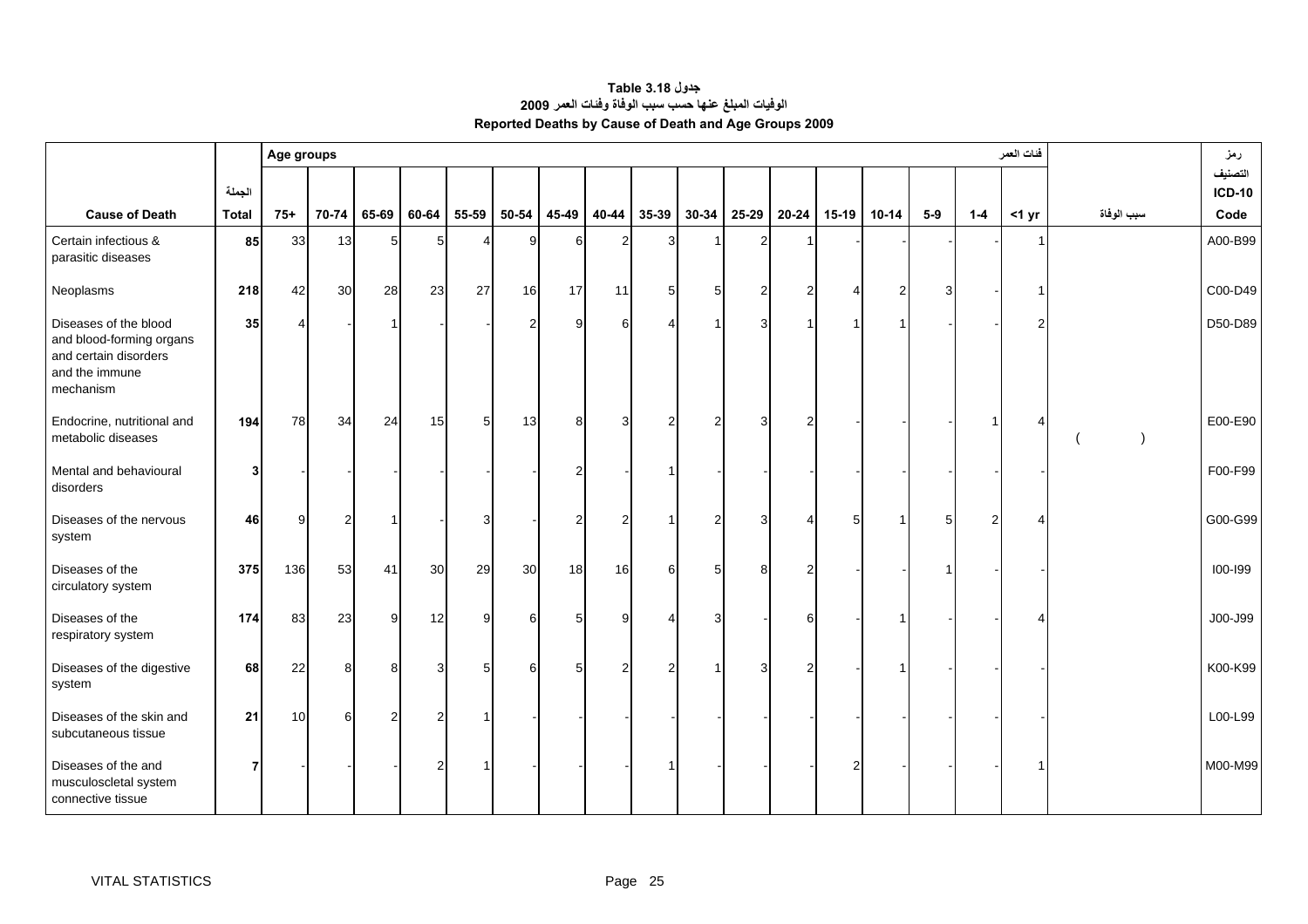**جدول Table 3.18**

**الوفيات المبلغ عنها حسب سبب الوفاة وفئات العمر 2009**

**Reported Deaths by Cause of Death and Age Groups 2009**

| Cause of Death | الجملة Total | Age groups 75+ | 70-74 | 65-69 | 60-64 | 55-59 | 50-54 | 45-49 | 40-44 | 35-39 | 30-34 | 25-29 | 20-24 | 15-19 | 10-14 | 5-9 | 1-4 | فئات العمر <1 yr | سبب الوفاة | رمز التصنيف ICD-10 Code |
|---|---|---|---|---|---|---|---|---|---|---|---|---|---|---|---|---|---|---|---|---|
| Certain infectious & parasitic diseases | **85** | 33 | 13 | 5 | 5 | 4 | 9 | 6 | 2 | 3 | 1 | 2 | 1 | - | - | - | - | 1 | | A00-B99 |
| Neoplasms | **218** | 42 | 30 | 28 | 23 | 27 | 16 | 17 | 11 | 5 | 5 | 2 | 2 | 4 | 2 | 3 | - | 1 | | C00-D49 |
| Diseases of the blood and blood-forming organs and certain disorders and the immune mechanism | **35** | 4 | - | 1 | - | - | 2 | 9 | 6 | 4 | 1 | 3 | 1 | 1 | 1 | - | - | 2 | | D50-D89 |
| Endocrine, nutritional and metabolic diseases | **194** | 78 | 34 | 24 | 15 | 5 | 13 | 8 | 3 | 2 | 2 | 3 | 2 | - | - | - | 1 | 4 | ( ) | E00-E90 |
| Mental and behavioural disorders | **3** | - | - | - | - | - | - | 2 | - | 1 | - | - | - | - | - | - | - | - | | F00-F99 |
| Diseases of the nervous system | **46** | 9 | 2 | 1 | - | 3 | - | 2 | 2 | 1 | 2 | 3 | 4 | 5 | 1 | 5 | 2 | 4 | | G00-G99 |
| Diseases of the circulatory system | **375** | 136 | 53 | 41 | 30 | 29 | 30 | 18 | 16 | 6 | 5 | 8 | 2 | - | - | 1 | - | - | | I00-I99 |
| Diseases of the respiratory system | **174** | 83 | 23 | 9 | 12 | 9 | 6 | 5 | 9 | 4 | 3 | - | 6 | - | 1 | - | - | 4 | | J00-J99 |
| Diseases of the digestive system | **68** | 22 | 8 | 8 | 3 | 5 | 6 | 5 | 2 | 2 | 1 | 3 | 2 | - | 1 | - | - | - | | K00-K99 |
| Diseases of the skin and subcutaneous tissue | **21** | 10 | 6 | 2 | 2 | 1 | - | - | - | - | - | - | - | - | - | - | - | - | | L00-L99 |
| Diseases of the and musculoscletal system connective tissue | **7** | - | - | - | 2 | 1 | - | - | - | 1 | - | - | - | 2 | - | - | - | 1 | | M00-M99 |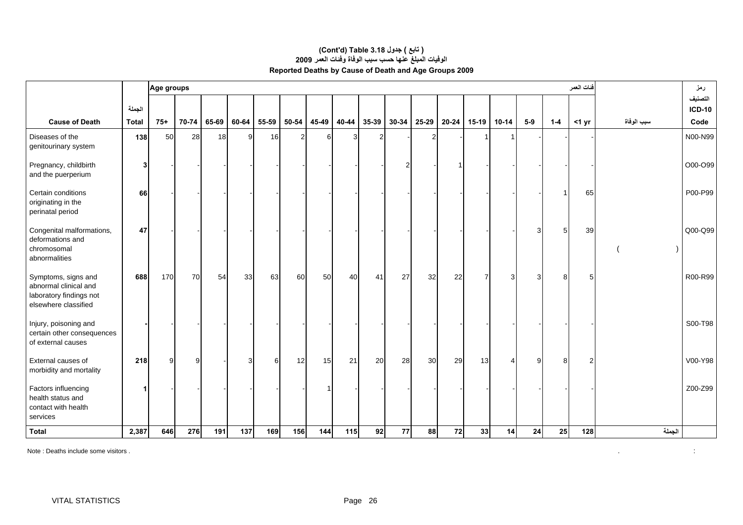**(Cont'd) Table 3.18 جدول ( تابع )**

**الوفيات المبلغ عنها حسب سبب الوفاة وفئات العمر 2009**

**Reported Deaths by Cause of Death and Age Groups 2009**

| Cause of Death | الجملة Total | Age groups 75+ | 70-74 | 65-69 | 60-64 | 55-59 | 50-54 | 45-49 | 40-44 | 35-39 | 30-34 | 25-29 | 20-24 | 15-19 | 10-14 | 5-9 | 1-4 | فئات العمر <1 yr | سبب الوفاة | رمز التصنيف ICD-10 Code |
|---|---|---|---|---|---|---|---|---|---|---|---|---|---|---|---|---|---|---|---|---|
| Diseases of the genitourinary system | 138 | 50 | 28 | 18 | 9 | 16 | 2 | 6 | 3 | 2 | - | 2 | - | 1 | 1 | - | - | - | | N00-N99 |
| Pregnancy, childbirth and the puerperium | 3 | - | - | - | - | - | - | - | - | - | 2 | - | 1 | - | - | - | - | - | | O00-O99 |
| Certain conditions originating in the perinatal period | 66 | - | - | - | - | - | - | - | - | - | - | - | - | - | - | - | 1 | 65 | | P00-P99 |
| Congenital malformations, deformations and chromosomal abnormalities | 47 | - | - | - | - | - | - | - | - | - | - | - | - | - | - | 3 | 5 | 39 | ( ) | Q00-Q99 |
| Symptoms, signs and abnormal clinical and laboratory findings not elsewhere classified | 688 | 170 | 70 | 54 | 33 | 63 | 60 | 50 | 40 | 41 | 27 | 32 | 22 | 7 | 3 | 3 | 8 | 5 | | R00-R99 |
| Injury, poisoning and certain other consequences of external causes | - | - | - | - | - | - | - | - | - | - | - | - | - | - | - | - | - | - | | S00-T98 |
| External causes of morbidity and mortality | 218 | 9 | 9 | - | 3 | 6 | 12 | 15 | 21 | 20 | 28 | 30 | 29 | 13 | 4 | 9 | 8 | 2 | | V00-Y98 |
| Factors influencing health status and contact with health services | 1 | - | - | - | - | - | - | 1 | - | - | - | - | - | - | - | - | - | - | | Z00-Z99 |
| **Total** | **2,387** | **646** | **276** | **191** | **137** | **169** | **156** | **144** | **115** | **92** | **77** | **88** | **72** | **33** | **14** | **24** | **25** | **128** | الجملة | |

Note : Deaths include some visitors .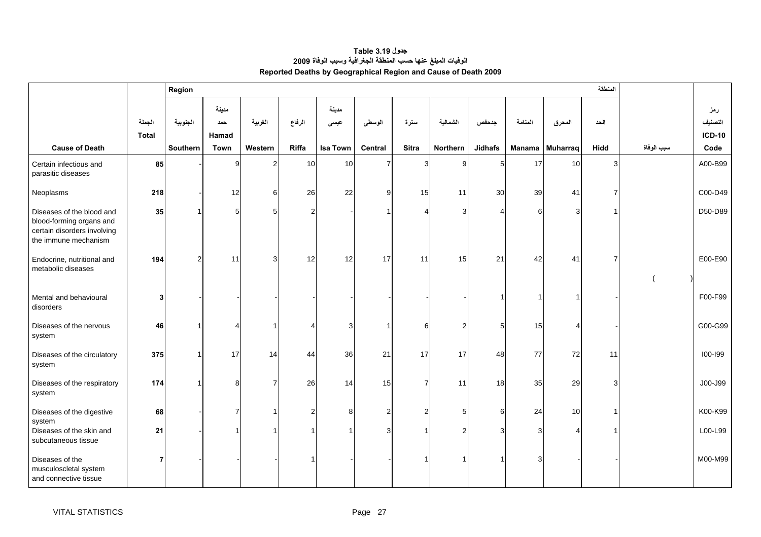**جدول Table 3.19**

**الوفيات المبلغ عنها حسب المنطقة الجغرافية وسبب الوفاة 2009**

**Reported Deaths by Geographical Region and Cause of Death 2009**

| | | Region | | | | | | | | | | | المنطقة | | |
|---|---|---|---|---|---|---|---|---|---|---|---|---|---|---|---|
| **Cause of Death** | الجملة **Total** | الجنوبية **Southern** | مدينة حمد **Hamad Town** | الغربية **Western** | الرفاع **Riffa** | مدينة عيسى **Isa Town** | الوسطى **Central** | سترة **Sitra** | الشمالية **Northern** | جدحفص **Jidhafs** | المنامة **Manama** | المحرق **Muharraq** | الحد **Hidd** | سبب الوفاة | رمز التصنيف **ICD-10 Code** |
| Certain infectious and parasitic diseases | **85** | - | 9 | 2 | 10 | 10 | 7 | 3 | 9 | 5 | 17 | 10 | 3 | | A00-B99 |
| Neoplasms | **218** | - | 12 | 6 | 26 | 22 | 9 | 15 | 11 | 30 | 39 | 41 | 7 | | C00-D49 |
| Diseases of the blood and blood-forming organs and certain disorders involving the immune mechanism | **35** | 1 | 5 | 5 | 2 | - | 1 | 4 | 3 | 4 | 6 | 3 | 1 | | D50-D89 |
| Endocrine, nutritional and metabolic diseases | **194** | 2 | 11 | 3 | 12 | 12 | 17 | 11 | 15 | 21 | 42 | 41 | 7 | ( ) | E00-E90 |
| Mental and behavioural disorders | **3** | - | - | - | - | - | - | - | - | 1 | 1 | 1 | - | | F00-F99 |
| Diseases of the nervous system | **46** | 1 | 4 | 1 | 4 | 3 | 1 | 6 | 2 | 5 | 15 | 4 | - | | G00-G99 |
| Diseases of the circulatory system | **375** | 1 | 17 | 14 | 44 | 36 | 21 | 17 | 17 | 48 | 77 | 72 | 11 | | I00-I99 |
| Diseases of the respiratory system | **174** | 1 | 8 | 7 | 26 | 14 | 15 | 7 | 11 | 18 | 35 | 29 | 3 | | J00-J99 |
| Diseases of the digestive system | **68** | - | 7 | 1 | 2 | 8 | 2 | 2 | 5 | 6 | 24 | 10 | 1 | | K00-K99 |
| Diseases of the skin and subcutaneous tissue | **21** | - | 1 | 1 | 1 | 1 | 3 | 1 | 2 | 3 | 3 | 4 | 1 | | L00-L99 |
| Diseases of the musculoscletal system and connective tissue | **7** | - | - | - | 1 | - | - | 1 | 1 | 1 | 3 | - | - | | M00-M99 |

VITAL STATISTICS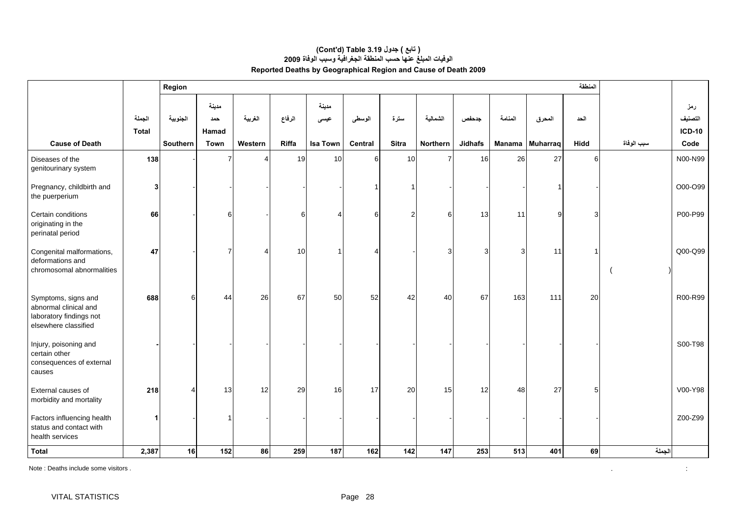**(Cont'd) Table 3.19 جدول ( تابع )**

**الوفيات المبلغ عنها حسب المنطقة الجغرافية وسبب الوفاة 2009**

**Reported Deaths by Geographical Region and Cause of Death 2009**

| Cause of Death | الجملة Total | الجنوبية Southern | مدينة حمد Hamad Town | الغربية Western | الرفاع Riffa | مدينة عيسى Isa Town | الوسطى Central | سترة Sitra | الشمالية Northern | جدحفص Jidhafs | المنامة Manama | المحرق Muharraq | الحد Hidd | سبب الوفاة | رمز التصنيف ICD-10 Code |
|---|---|---|---|---|---|---|---|---|---|---|---|---|---|---|---|
| | | Region | | | | | | | | | | | المنطقة | | |
| Diseases of the genitourinary system | 138 | - | 7 | 4 | 19 | 10 | 6 | 10 | 7 | 16 | 26 | 27 | 6 | | N00-N99 |
| Pregnancy, childbirth and the puerperium | 3 | - | - | - | - | - | 1 | 1 | - | - | - | 1 | - | | O00-O99 |
| Certain conditions originating in the perinatal period | 66 | - | 6 | - | 6 | 4 | 6 | 2 | 6 | 13 | 11 | 9 | 3 | | P00-P99 |
| Congenital malformations, deformations and chromosomal abnormalities | 47 | - | 7 | 4 | 10 | 1 | 4 | - | 3 | 3 | 3 | 11 | 1 | ( ) | Q00-Q99 |
| Symptoms, signs and abnormal clinical and laboratory findings not elsewhere classified | 688 | 6 | 44 | 26 | 67 | 50 | 52 | 42 | 40 | 67 | 163 | 111 | 20 | | R00-R99 |
| Injury, poisoning and certain other consequences of external causes | - | - | - | - | - | - | - | - | - | - | - | - | - | | S00-T98 |
| External causes of morbidity and mortality | 218 | 4 | 13 | 12 | 29 | 16 | 17 | 20 | 15 | 12 | 48 | 27 | 5 | | V00-Y98 |
| Factors influencing health status and contact with health services | 1 | - | 1 | - | - | - | - | - | - | - | - | - | - | | Z00-Z99 |
| **Total** | **2,387** | **16** | **152** | **86** | **259** | **187** | **162** | **142** | **147** | **253** | **513** | **401** | **69** | **الجملة** | |

Note : Deaths include some visitors .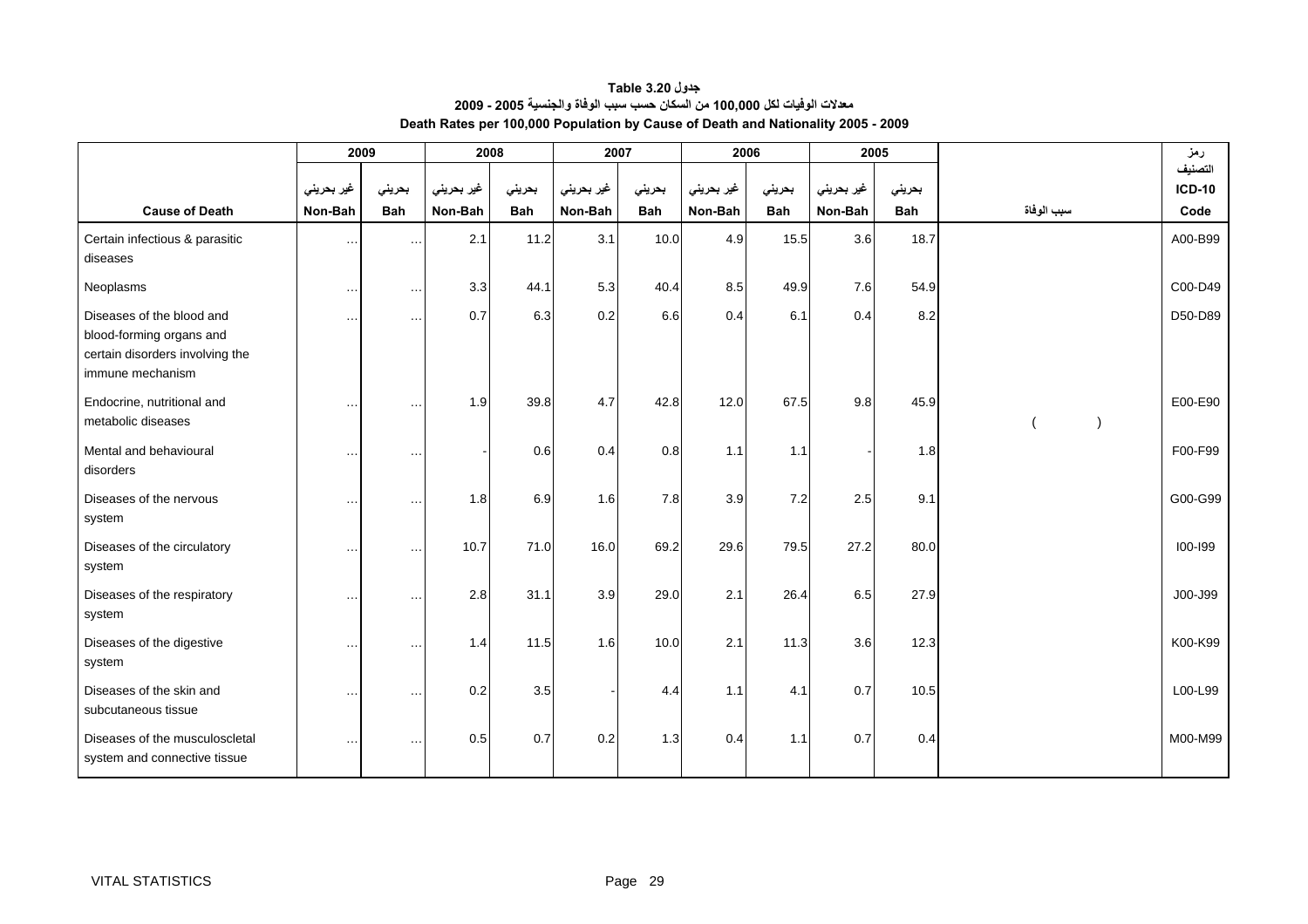**جدول Table 3.20**

**معدلات الوفيات لكل 100,000 من السكان حسب سبب الوفاة والجنسية 2005 - 2009**

**Death Rates per 100,000 Population by Cause of Death and Nationality 2005 - 2009**

| | 2009 | | 2008 | | 2007 | | 2006 | | 2005 | | | رمز التصنيف |
|---|---|---|---|---|---|---|---|---|---|---|---|---|
| | غير بحريني | بحريني | غير بحريني | بحريني | غير بحريني | بحريني | غير بحريني | بحريني | غير بحريني | بحريني | | **ICD-10** |
| **Cause of Death** | **Non-Bah** | **Bah** | **Non-Bah** | **Bah** | **Non-Bah** | **Bah** | **Non-Bah** | **Bah** | **Non-Bah** | **Bah** | **سبب الوفاة** | **Code** |
| Certain infectious & parasitic diseases | … | … | 2.1 | 11.2 | 3.1 | 10.0 | 4.9 | 15.5 | 3.6 | 18.7 | | A00-B99 |
| Neoplasms | … | … | 3.3 | 44.1 | 5.3 | 40.4 | 8.5 | 49.9 | 7.6 | 54.9 | | C00-D49 |
| Diseases of the blood and blood-forming organs and certain disorders involving the immune mechanism | … | … | 0.7 | 6.3 | 0.2 | 6.6 | 0.4 | 6.1 | 0.4 | 8.2 | | D50-D89 |
| Endocrine, nutritional and metabolic diseases | … | … | 1.9 | 39.8 | 4.7 | 42.8 | 12.0 | 67.5 | 9.8 | 45.9 | ( ) | E00-E90 |
| Mental and behavioural disorders | … | … | - | 0.6 | 0.4 | 0.8 | 1.1 | 1.1 | - | 1.8 | | F00-F99 |
| Diseases of the nervous system | … | … | 1.8 | 6.9 | 1.6 | 7.8 | 3.9 | 7.2 | 2.5 | 9.1 | | G00-G99 |
| Diseases of the circulatory system | … | … | 10.7 | 71.0 | 16.0 | 69.2 | 29.6 | 79.5 | 27.2 | 80.0 | | I00-I99 |
| Diseases of the respiratory system | … | … | 2.8 | 31.1 | 3.9 | 29.0 | 2.1 | 26.4 | 6.5 | 27.9 | | J00-J99 |
| Diseases of the digestive system | … | … | 1.4 | 11.5 | 1.6 | 10.0 | 2.1 | 11.3 | 3.6 | 12.3 | | K00-K99 |
| Diseases of the skin and subcutaneous tissue | … | … | 0.2 | 3.5 | - | 4.4 | 1.1 | 4.1 | 0.7 | 10.5 | | L00-L99 |
| Diseases of the musculoscletal system and connective tissue | … | … | 0.5 | 0.7 | 0.2 | 1.3 | 0.4 | 1.1 | 0.7 | 0.4 | | M00-M99 |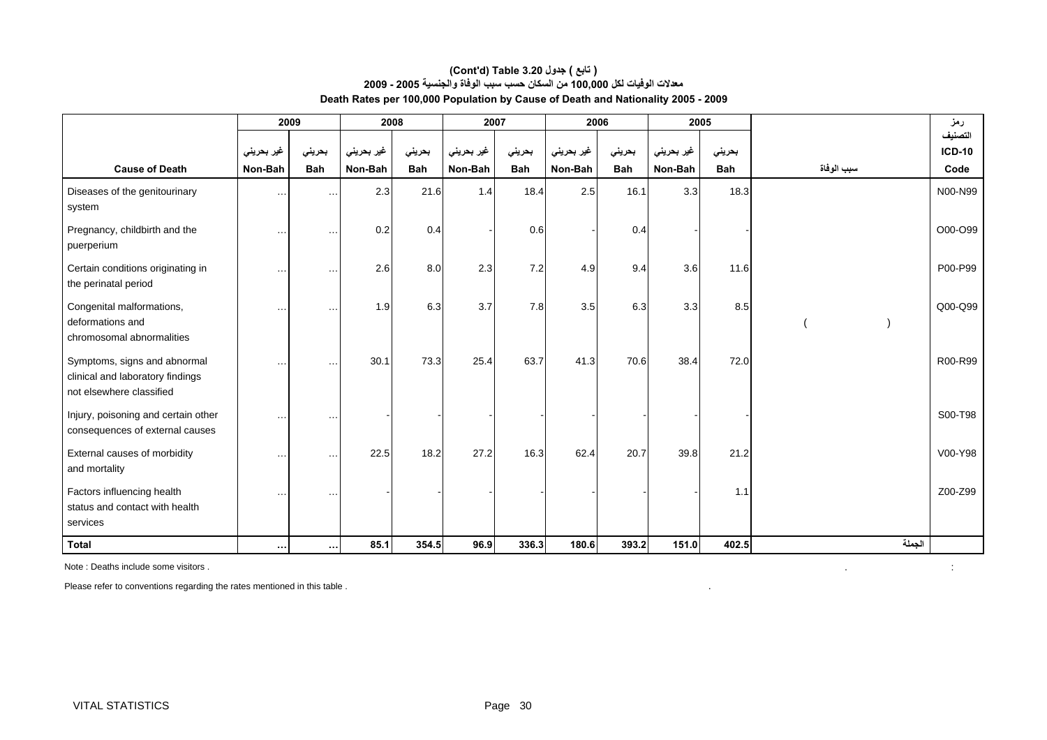## (Cont'd) Table 3.20 ( تابع ) جدول

## معدلات الوفيات لكل 100,000 من السكان حسب سبب الوفاة والجنسية 2005 - 2009

## Death Rates per 100,000 Population by Cause of Death and Nationality 2005 - 2009

| | 2009 | | 2008 | | 2007 | | 2006 | | 2005 | | | رمز التصنيف |
|---|---|---|---|---|---|---|---|---|---|---|---|---|
| | غير بحريني | بحريني | غير بحريني | بحريني | غير بحريني | بحريني | غير بحريني | بحريني | غير بحريني | بحريني | | ICD-10 |
| **Cause of Death** | **Non-Bah** | **Bah** | **Non-Bah** | **Bah** | **Non-Bah** | **Bah** | **Non-Bah** | **Bah** | **Non-Bah** | **Bah** | سبب الوفاة | **Code** |
| Diseases of the genitourinary system | … | … | 2.3 | 21.6 | 1.4 | 18.4 | 2.5 | 16.1 | 3.3 | 18.3 | | N00-N99 |
| Pregnancy, childbirth and the puerperium | … | … | 0.2 | 0.4 | - | 0.6 | - | 0.4 | - | - | | O00-O99 |
| Certain conditions originating in the perinatal period | … | … | 2.6 | 8.0 | 2.3 | 7.2 | 4.9 | 9.4 | 3.6 | 11.6 | | P00-P99 |
| Congenital malformations, deformations and chromosomal abnormalities | … | … | 1.9 | 6.3 | 3.7 | 7.8 | 3.5 | 6.3 | 3.3 | 8.5 | ( ) | Q00-Q99 |
| Symptoms, signs and abnormal clinical and laboratory findings not elsewhere classified | … | … | 30.1 | 73.3 | 25.4 | 63.7 | 41.3 | 70.6 | 38.4 | 72.0 | | R00-R99 |
| Injury, poisoning and certain other consequences of external causes | … | … | - | - | - | - | - | - | - | - | | S00-T98 |
| External causes of morbidity and mortality | … | … | 22.5 | 18.2 | 27.2 | 16.3 | 62.4 | 20.7 | 39.8 | 21.2 | | V00-Y98 |
| Factors influencing health status and contact with health services | … | … | - | - | - | - | - | - | - | 1.1 | | Z00-Z99 |
| **Total** | **…** | **…** | **85.1** | **354.5** | **96.9** | **336.3** | **180.6** | **393.2** | **151.0** | **402.5** | الجملة | |

Note : Deaths include some visitors .

Please refer to conventions regarding the rates mentioned in this table .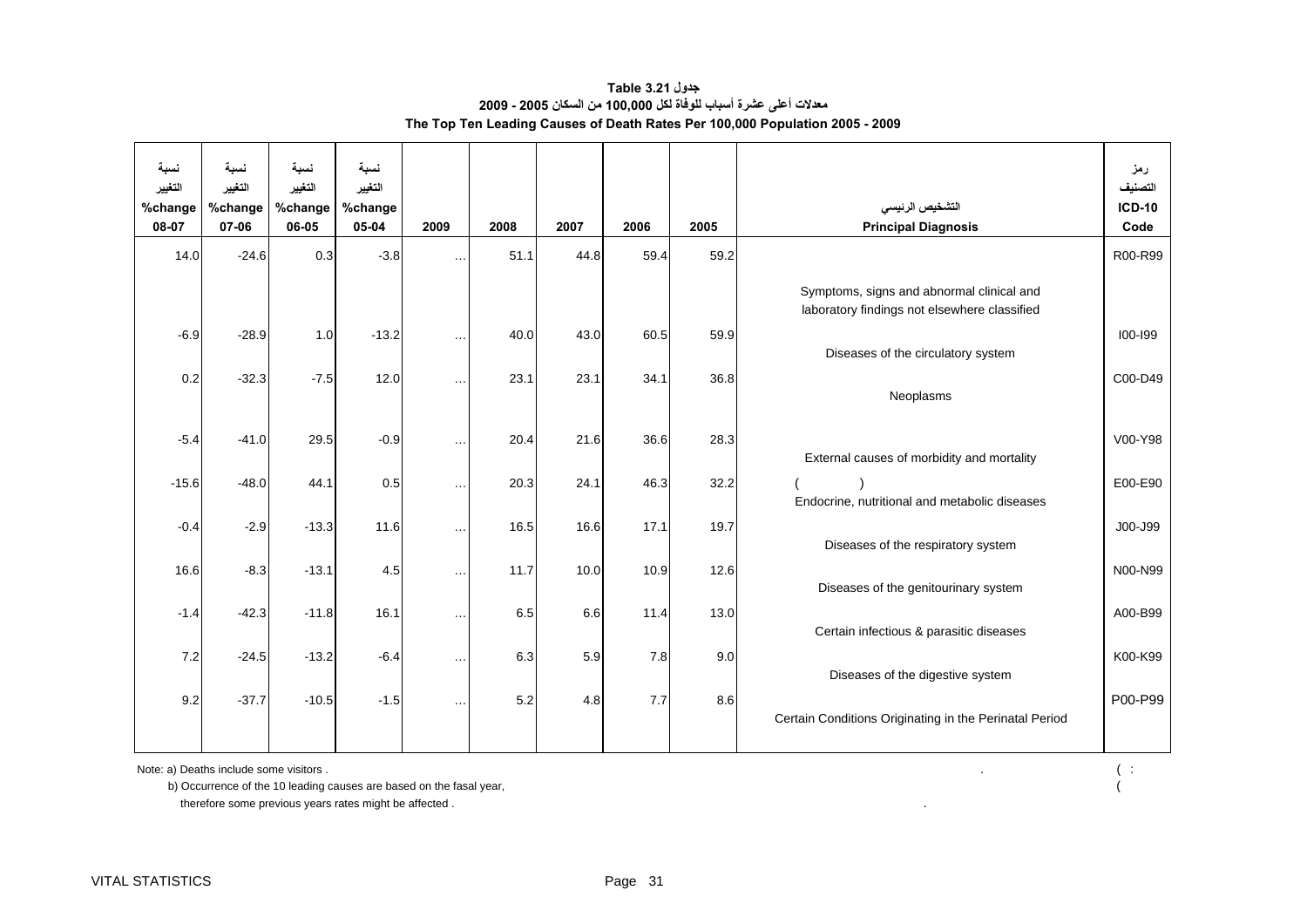# جدول Table 3.21

## معدلات أعلى عشرة أسباب للوفاة لكل 100,000 من السكان 2005 - 2009

## The Top Ten Leading Causes of Death Rates Per 100,000 Population 2005 - 2009

| نسبة التغيير %change 08-07 | نسبة التغيير %change 07-06 | نسبة التغيير %change 06-05 | نسبة التغيير %change 05-04 | 2009 | 2008 | 2007 | 2006 | 2005 | التشخيص الرئيسي Principal Diagnosis | رمز التصنيف ICD-10 Code |
|---|---|---|---|---|---|---|---|---|---|---|
| 14.0 | -24.6 | 0.3 | -3.8 | … | 51.1 | 44.8 | 59.4 | 59.2 | Symptoms, signs and abnormal clinical and laboratory findings not elsewhere classified | R00-R99 |
| -6.9 | -28.9 | 1.0 | -13.2 | … | 40.0 | 43.0 | 60.5 | 59.9 | Diseases of the circulatory system | I00-I99 |
| 0.2 | -32.3 | -7.5 | 12.0 | … | 23.1 | 23.1 | 34.1 | 36.8 | Neoplasms | C00-D49 |
| -5.4 | -41.0 | 29.5 | -0.9 | … | 20.4 | 21.6 | 36.6 | 28.3 | External causes of morbidity and mortality | V00-Y98 |
| -15.6 | -48.0 | 44.1 | 0.5 | … | 20.3 | 24.1 | 46.3 | 32.2 | ( ) Endocrine, nutritional and metabolic diseases | E00-E90 |
| -0.4 | -2.9 | -13.3 | 11.6 | … | 16.5 | 16.6 | 17.1 | 19.7 | Diseases of the respiratory system | J00-J99 |
| 16.6 | -8.3 | -13.1 | 4.5 | … | 11.7 | 10.0 | 10.9 | 12.6 | Diseases of the genitourinary system | N00-N99 |
| -1.4 | -42.3 | -11.8 | 16.1 | … | 6.5 | 6.6 | 11.4 | 13.0 | Certain infectious & parasitic diseases | A00-B99 |
| 7.2 | -24.5 | -13.2 | -6.4 | … | 6.3 | 5.9 | 7.8 | 9.0 | Diseases of the digestive system | K00-K99 |
| 9.2 | -37.7 | -10.5 | -1.5 | … | 5.2 | 4.8 | 7.7 | 8.6 | Certain Conditions Originating in the Perinatal Period | P00-P99 |

Note: a) Deaths include some visitors .

b) Occurrence of the 10 leading causes are based on the fasal year,

therefore some previous years rates might be affected .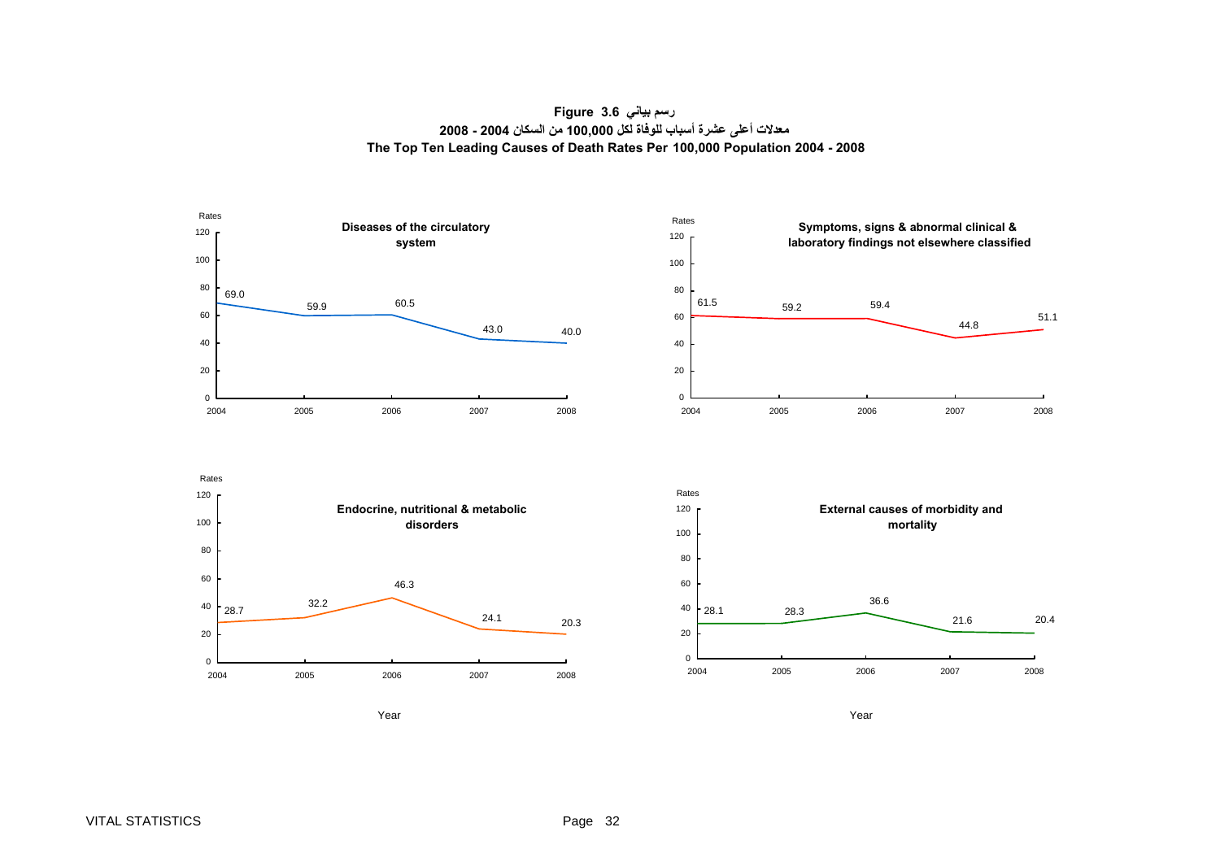**Figure 3.6 رسم بياني**

**معدلات أعلى عشرة أسباب للوفاة لكل 100,000 من السكان 2004 - 2008**

**The Top Ten Leading Causes of Death Rates Per 100,000 Population 2004 - 2008**

**Diseases of the circulatory system**

| Year | 2004 | 2005 | 2006 | 2007 | 2008 |
|---|---|---|---|---|---|
| Rates | 69.0 | 59.9 | 60.5 | 43.0 | 40.0 |

**Symptoms, signs & abnormal clinical & laboratory findings not elsewhere classified**

| Year | 2004 | 2005 | 2006 | 2007 | 2008 |
|---|---|---|---|---|---|
| Rates | 61.5 | 59.2 | 59.4 | 44.8 | 51.1 |

**Endocrine, nutritional & metabolic disorders**

| Year | 2004 | 2005 | 2006 | 2007 | 2008 |
|---|---|---|---|---|---|
| Rates | 28.7 | 32.2 | 46.3 | 24.1 | 20.3 |

**External causes of morbidity and mortality**

| Year | 2004 | 2005 | 2006 | 2007 | 2008 |
|---|---|---|---|---|---|
| Rates | 28.1 | 28.3 | 36.6 | 21.6 | 20.4 |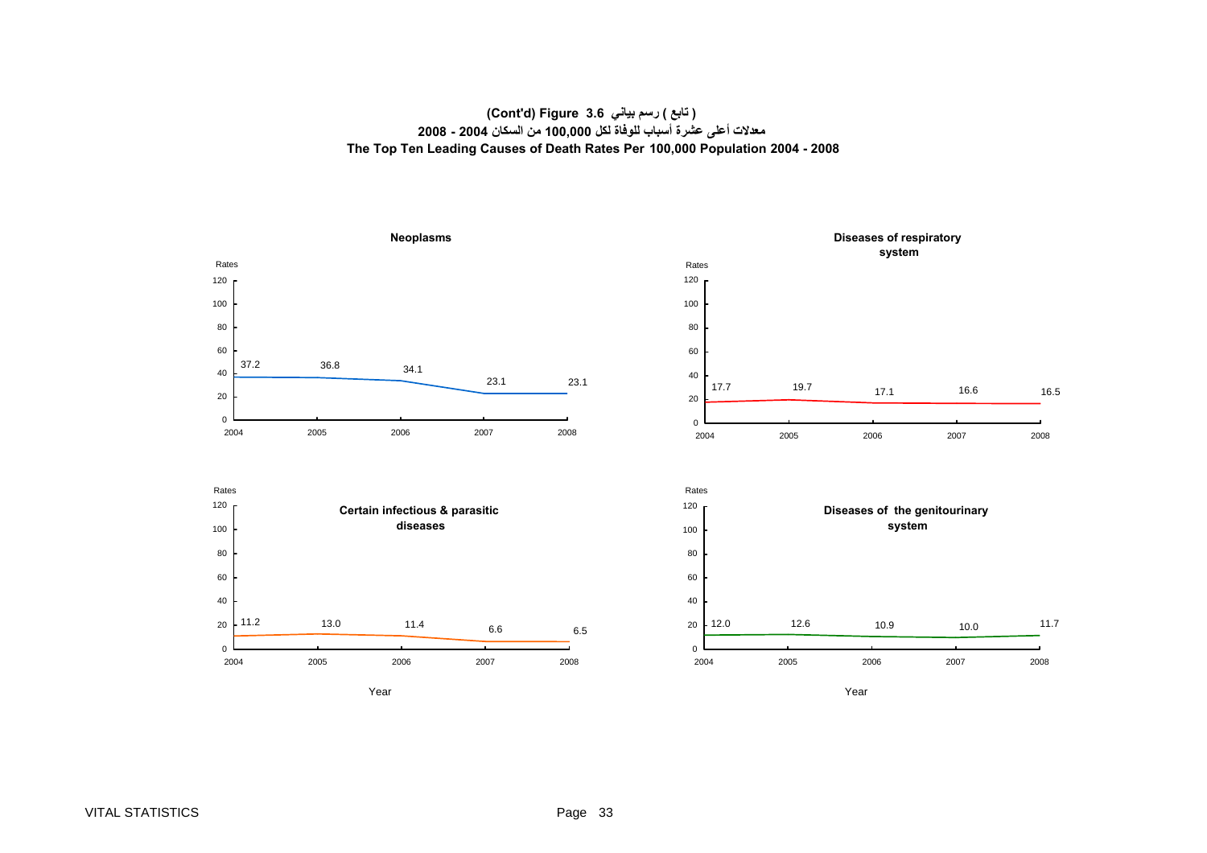**(Cont'd) Figure 3.6 ( تابع ) رسم بياني**

**معدلات أعلى عشرة أسباب للوفاة لكل 100,000 من السكان 2004 - 2008**

**The Top Ten Leading Causes of Death Rates Per 100,000 Population 2004 - 2008**

**Neoplasms**

| Year | 2004 | 2005 | 2006 | 2007 | 2008 |
|---|---|---|---|---|---|
| Rates | 37.2 | 36.8 | 34.1 | 23.1 | 23.1 |

**Diseases of respiratory system**

| Year | 2004 | 2005 | 2006 | 2007 | 2008 |
|---|---|---|---|---|---|
| Rates | 17.7 | 19.7 | 17.1 | 16.6 | 16.5 |

**Certain infectious & parasitic diseases**

| Year | 2004 | 2005 | 2006 | 2007 | 2008 |
|---|---|---|---|---|---|
| Rates | 11.2 | 13.0 | 11.4 | 6.6 | 6.5 |

**Diseases of the genitourinary system**

| Year | 2004 | 2005 | 2006 | 2007 | 2008 |
|---|---|---|---|---|---|
| Rates | 12.0 | 12.6 | 10.9 | 10.0 | 11.7 |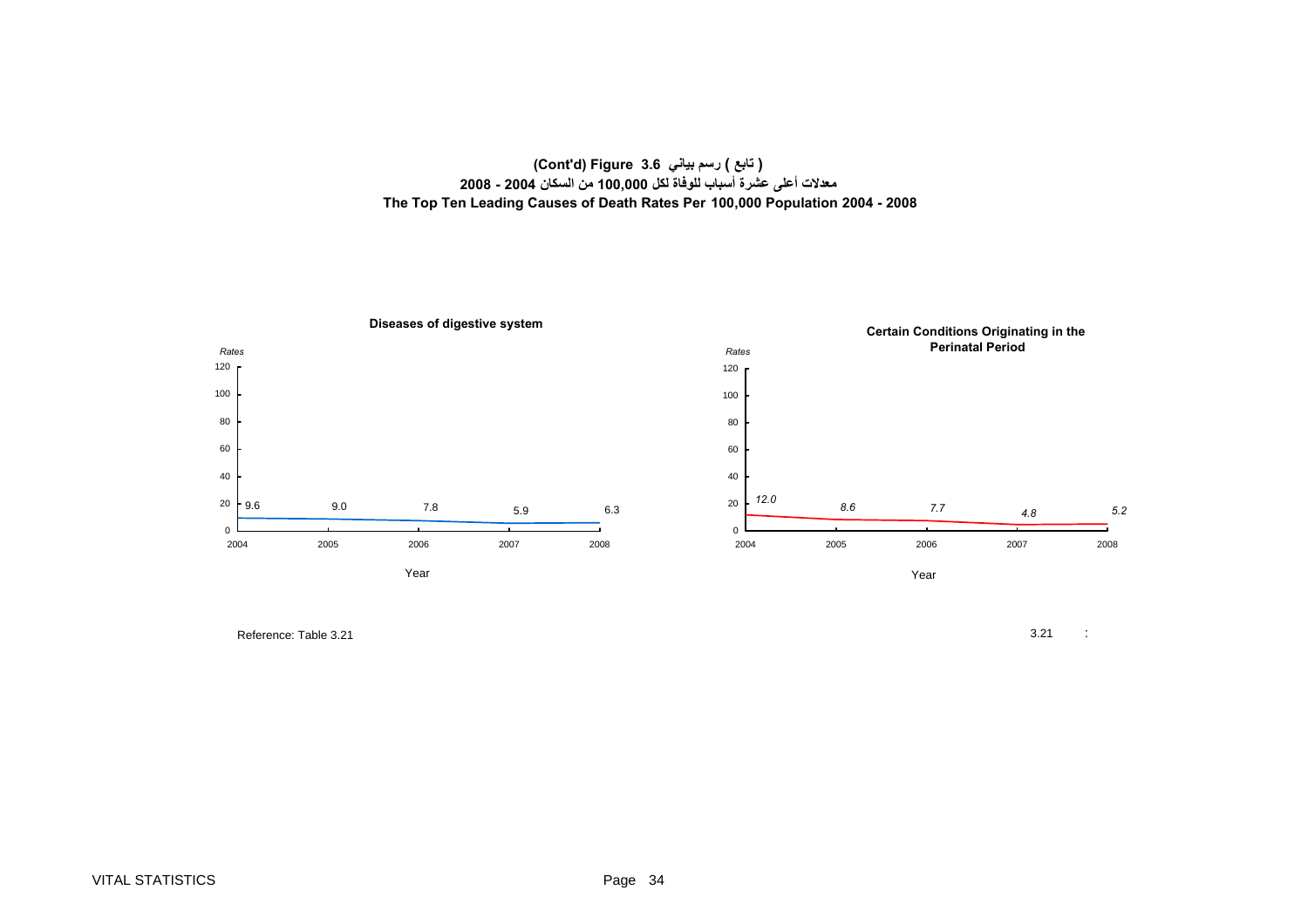**(Cont'd) Figure 3.6 ( تابع ) رسم بياني**

**معدلات أعلى عشرة أسباب للوفاة لكل 100,000 من السكان 2004 - 2008**

**The Top Ten Leading Causes of Death Rates Per 100,000 Population 2004 - 2008**

**Diseases of digestive system**

| Year | 2004 | 2005 | 2006 | 2007 | 2008 |
|---|---|---|---|---|---|
| Rates | 9.6 | 9.0 | 7.8 | 5.9 | 6.3 |

**Certain Conditions Originating in the Perinatal Period**

| Year | 2004 | 2005 | 2006 | 2007 | 2008 |
|---|---|---|---|---|---|
| Rates | 12.0 | 8.6 | 7.7 | 4.8 | 5.2 |

Reference: Table 3.21

3.21 :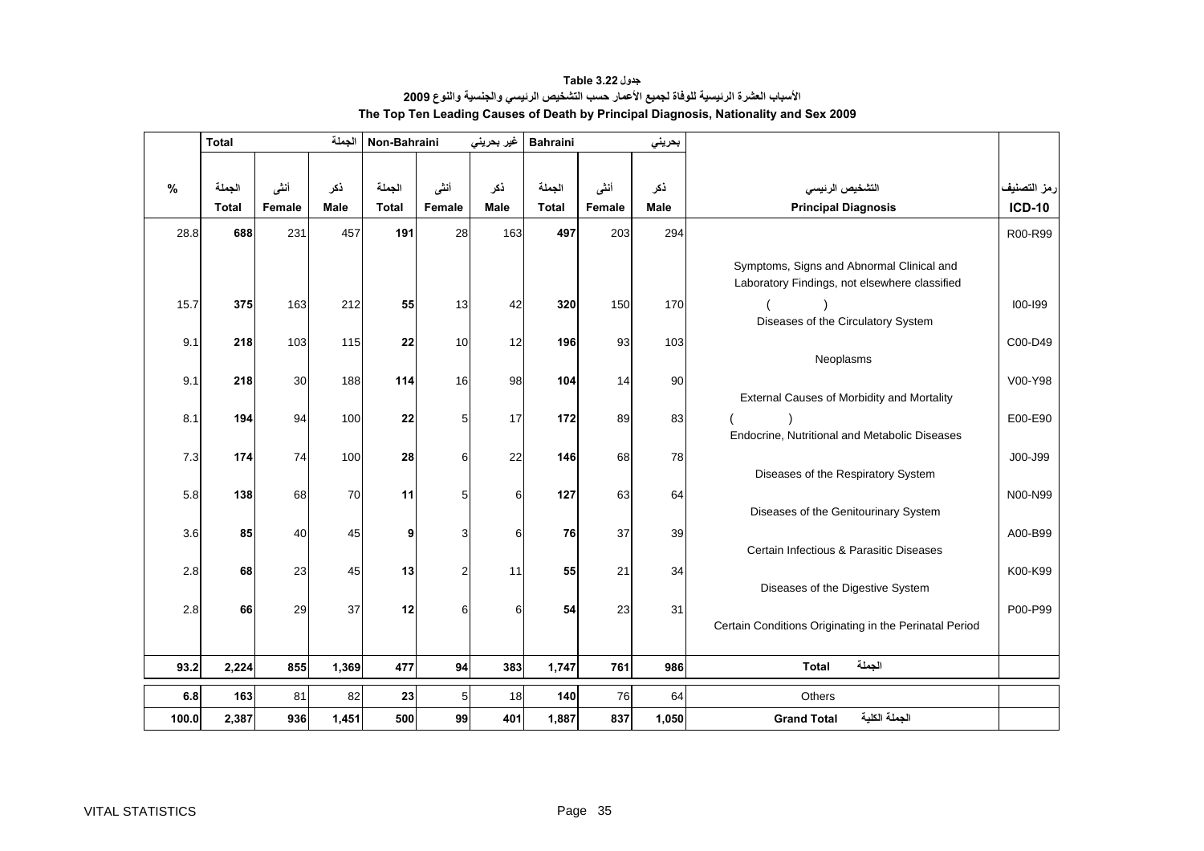**جدول Table 3.22**

**الأسباب العشرة الرئيسية للوفاة لجميع الأعمار حسب التشخيص الرئيسي والجنسية والنوع 2009**

**The Top Ten Leading Causes of Death by Principal Diagnosis, Nationality and Sex 2009**

| % | Total الجملة | | | Non-Bahraini غير بحريني | | | Bahraini بحريني | | | | |
|---|---|---|---|---|---|---|---|---|---|---|---|
| | الجملة Total | أنثى Female | ذكر Male | الجملة Total | أنثى Female | ذكر Male | الجملة Total | أنثى Female | ذكر Male | التشخيص الرئيسي Principal Diagnosis | رمز التصنيف ICD-10 |
| 28.8 | **688** | 231 | 457 | **191** | 28 | 163 | **497** | 203 | 294 | Symptoms, Signs and Abnormal Clinical and Laboratory Findings, not elsewhere classified | R00-R99 |
| 15.7 | **375** | 163 | 212 | **55** | 13 | 42 | **320** | 150 | 170 | ( ) Diseases of the Circulatory System | I00-I99 |
| 9.1 | **218** | 103 | 115 | **22** | 10 | 12 | **196** | 93 | 103 | Neoplasms | C00-D49 |
| 9.1 | **218** | 30 | 188 | **114** | 16 | 98 | **104** | 14 | 90 | External Causes of Morbidity and Mortality | V00-Y98 |
| 8.1 | **194** | 94 | 100 | **22** | 5 | 17 | **172** | 89 | 83 | ( ) Endocrine, Nutritional and Metabolic Diseases | E00-E90 |
| 7.3 | **174** | 74 | 100 | **28** | 6 | 22 | **146** | 68 | 78 | Diseases of the Respiratory System | J00-J99 |
| 5.8 | **138** | 68 | 70 | **11** | 5 | 6 | **127** | 63 | 64 | Diseases of the Genitourinary System | N00-N99 |
| 3.6 | **85** | 40 | 45 | **9** | 3 | 6 | **76** | 37 | 39 | Certain Infectious & Parasitic Diseases | A00-B99 |
| 2.8 | **68** | 23 | 45 | **13** | 2 | 11 | **55** | 21 | 34 | Diseases of the Digestive System | K00-K99 |
| 2.8 | **66** | 29 | 37 | **12** | 6 | 6 | **54** | 23 | 31 | Certain Conditions Originating in the Perinatal Period | P00-P99 |
| **93.2** | **2,224** | **855** | **1,369** | **477** | **94** | **383** | **1,747** | **761** | **986** | **Total** الجملة | |
| **6.8** | **163** | 81 | 82 | **23** | 5 | 18 | **140** | 76 | 64 | Others | |
| **100.0** | **2,387** | **936** | **1,451** | **500** | **99** | **401** | **1,887** | **837** | **1,050** | **Grand Total** الجملة الكلية | |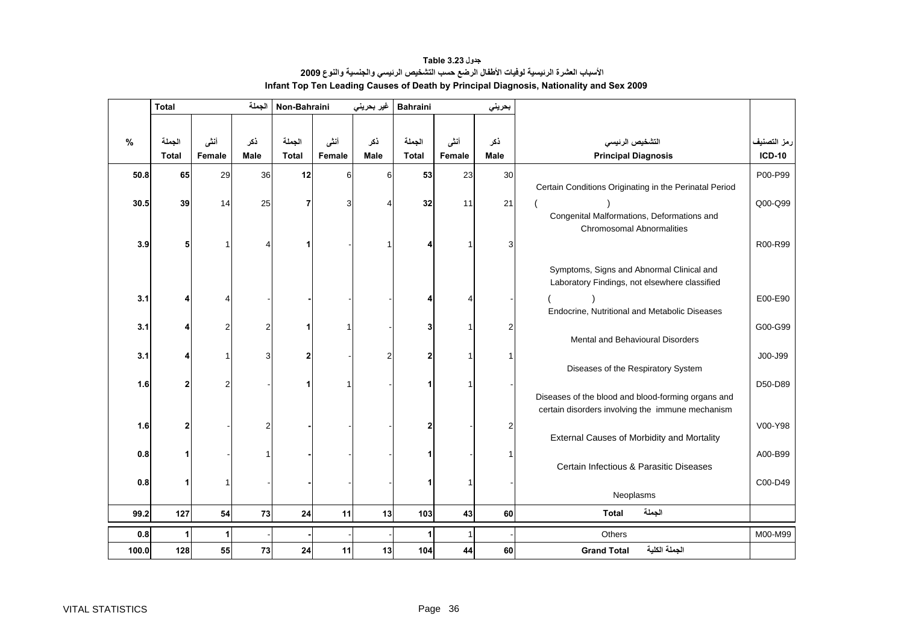**جدول 3.23 Table**

**الأسباب العشرة الرئيسية لوفيات الأطفال الرضع حسب التشخيص الرئيسي والجنسية والنوع 2009**

**Infant Top Ten Leading Causes of Death by Principal Diagnosis, Nationality and Sex 2009**

| % | Total الجملة | | | Non-Bahraini غير بحريني | | | Bahraini بحريني | | | | |
|---|---|---|---|---|---|---|---|---|---|---|---|
| | الجملة Total | أنثى Female | ذكر Male | الجملة Total | أنثى Female | ذكر Male | الجملة Total | أنثى Female | ذكر Male | التشخيص الرئيسي Principal Diagnosis | رمز التصنيف ICD-10 |
| 50.8 | 65 | 29 | 36 | 12 | 6 | 6 | 53 | 23 | 30 | Certain Conditions Originating in the Perinatal Period | P00-P99 |
| 30.5 | 39 | 14 | 25 | 7 | 3 | 4 | 32 | 11 | 21 | ( ) Congenital Malformations, Deformations and Chromosomal Abnormalities | Q00-Q99 |
| 3.9 | 5 | 1 | 4 | 1 | - | 1 | 4 | 1 | 3 | Symptoms, Signs and Abnormal Clinical and Laboratory Findings, not elsewhere classified | R00-R99 |
| 3.1 | 4 | 4 | - | - | - | - | 4 | 4 | - | ( ) Endocrine, Nutritional and Metabolic Diseases | E00-E90 |
| 3.1 | 4 | 2 | 2 | 1 | 1 | - | 3 | 1 | 2 | Mental and Behavioural Disorders | G00-G99 |
| 3.1 | 4 | 1 | 3 | 2 | - | 2 | 2 | 1 | 1 | Diseases of the Respiratory System | J00-J99 |
| 1.6 | 2 | 2 | - | 1 | 1 | - | 1 | 1 | - | Diseases of the blood and blood-forming organs and certain disorders involving the immune mechanism | D50-D89 |
| 1.6 | 2 | - | 2 | - | - | - | 2 | - | 2 | External Causes of Morbidity and Mortality | V00-Y98 |
| 0.8 | 1 | - | 1 | - | - | - | 1 | - | 1 | Certain Infectious & Parasitic Diseases | A00-B99 |
| 0.8 | 1 | 1 | - | - | - | - | 1 | 1 | - | Neoplasms | C00-D49 |
| **99.2** | **127** | **54** | **73** | **24** | **11** | **13** | **103** | **43** | **60** | **Total الجملة** | |
| **0.8** | **1** | **1** | - | - | - | - | **1** | 1 | - | Others | M00-M99 |
| **100.0** | **128** | **55** | **73** | **24** | **11** | **13** | **104** | **44** | **60** | **Grand Total الجملة الكلية** | |